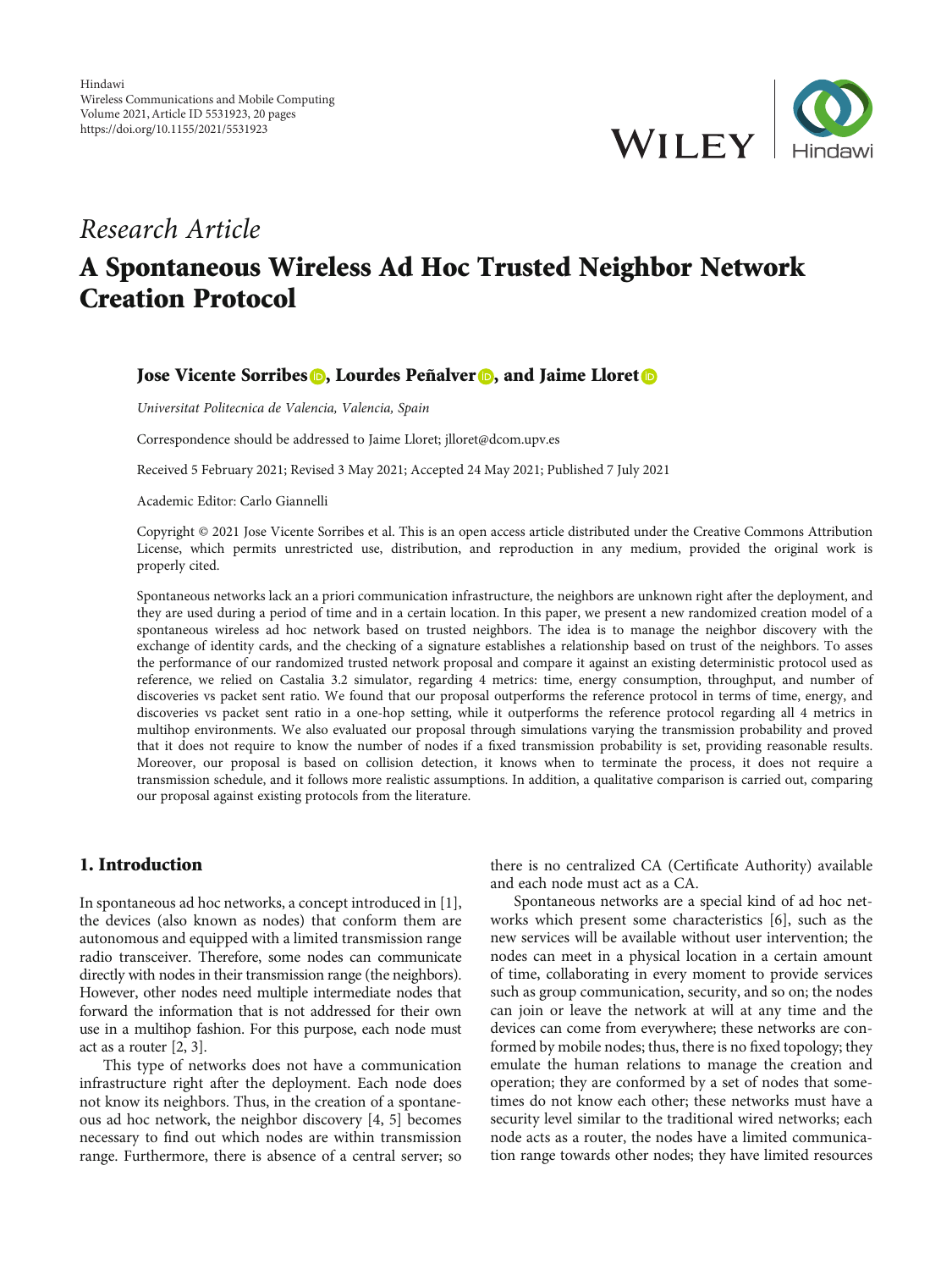Hindawi
Wireless Communications and Mobile Computing
Volume 2021, Article ID 5531923, 20 pages
https://doi.org/10.1155/2021/5531923

*Research Article*

# A Spontaneous Wireless Ad Hoc Trusted Neighbor Network Creation Protocol

**Jose Vicente Sorribes, Lourdes Peñalver, and Jaime Lloret**

*Universitat Politecnica de Valencia, Valencia, Spain*

Correspondence should be addressed to Jaime Lloret; jlloret@dcom.upv.es

Received 5 February 2021; Revised 3 May 2021; Accepted 24 May 2021; Published 7 July 2021

Academic Editor: Carlo Giannelli

Copyright © 2021 Jose Vicente Sorribes et al. This is an open access article distributed under the Creative Commons Attribution License, which permits unrestricted use, distribution, and reproduction in any medium, provided the original work is properly cited.

Spontaneous networks lack an a priori communication infrastructure, the neighbors are unknown right after the deployment, and they are used during a period of time and in a certain location. In this paper, we present a new randomized creation model of a spontaneous wireless ad hoc network based on trusted neighbors. The idea is to manage the neighbor discovery with the exchange of identity cards, and the checking of a signature establishes a relationship based on trust of the neighbors. To asses the performance of our randomized trusted network proposal and compare it against an existing deterministic protocol used as reference, we relied on Castalia 3.2 simulator, regarding 4 metrics: time, energy consumption, throughput, and number of discoveries vs packet sent ratio. We found that our proposal outperforms the reference protocol in terms of time, energy, and discoveries vs packet sent ratio in a one-hop setting, while it outperforms the reference protocol regarding all 4 metrics in multihop environments. We also evaluated our proposal through simulations varying the transmission probability and proved that it does not require to know the number of nodes if a fixed transmission probability is set, providing reasonable results. Moreover, our proposal is based on collision detection, it knows when to terminate the process, it does not require a transmission schedule, and it follows more realistic assumptions. In addition, a qualitative comparison is carried out, comparing our proposal against existing protocols from the literature.

## 1. Introduction

In spontaneous ad hoc networks, a concept introduced in [1], the devices (also known as nodes) that conform them are autonomous and equipped with a limited transmission range radio transceiver. Therefore, some nodes can communicate directly with nodes in their transmission range (the neighbors). However, other nodes need multiple intermediate nodes that forward the information that is not addressed for their own use in a multihop fashion. For this purpose, each node must act as a router [2, 3].

This type of networks does not have a communication infrastructure right after the deployment. Each node does not know its neighbors. Thus, in the creation of a spontaneous ad hoc network, the neighbor discovery [4, 5] becomes necessary to find out which nodes are within transmission range. Furthermore, there is absence of a central server; so there is no centralized CA (Certificate Authority) available and each node must act as a CA.

Spontaneous networks are a special kind of ad hoc networks which present some characteristics [6], such as the new services will be available without user intervention; the nodes can meet in a physical location in a certain amount of time, collaborating in every moment to provide services such as group communication, security, and so on; the nodes can join or leave the network at will at any time and the devices can come from everywhere; these networks are conformed by mobile nodes; thus, there is no fixed topology; they emulate the human relations to manage the creation and operation; they are conformed by a set of nodes that sometimes do not know each other; these networks must have a security level similar to the traditional wired networks; each node acts as a router, the nodes have a limited communication range towards other nodes; they have limited resources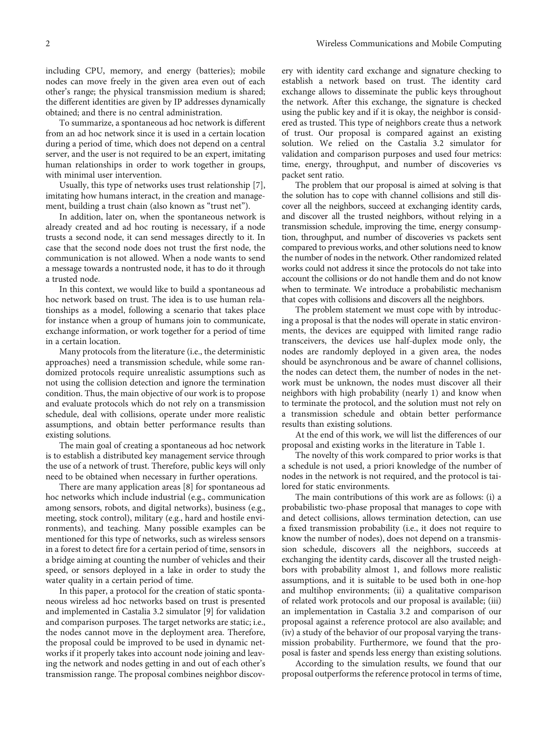including CPU, memory, and energy (batteries); mobile nodes can move freely in the given area even out of each other's range; the physical transmission medium is shared; the different identities are given by IP addresses dynamically obtained; and there is no central administration.

To summarize, a spontaneous ad hoc network is different from an ad hoc network since it is used in a certain location during a period of time, which does not depend on a central server, and the user is not required to be an expert, imitating human relationships in order to work together in groups, with minimal user intervention.

Usually, this type of networks uses trust relationship [7], imitating how humans interact, in the creation and management, building a trust chain (also known as "trust net").

In addition, later on, when the spontaneous network is already created and ad hoc routing is necessary, if a node trusts a second node, it can send messages directly to it. In case that the second node does not trust the first node, the communication is not allowed. When a node wants to send a message towards a nontrusted node, it has to do it through a trusted node.

In this context, we would like to build a spontaneous ad hoc network based on trust. The idea is to use human relationships as a model, following a scenario that takes place for instance when a group of humans join to communicate, exchange information, or work together for a period of time in a certain location.

Many protocols from the literature (i.e., the deterministic approaches) need a transmission schedule, while some randomized protocols require unrealistic assumptions such as not using the collision detection and ignore the termination condition. Thus, the main objective of our work is to propose and evaluate protocols which do not rely on a transmission schedule, deal with collisions, operate under more realistic assumptions, and obtain better performance results than existing solutions.

The main goal of creating a spontaneous ad hoc network is to establish a distributed key management service through the use of a network of trust. Therefore, public keys will only need to be obtained when necessary in further operations.

There are many application areas [8] for spontaneous ad hoc networks which include industrial (e.g., communication among sensors, robots, and digital networks), business (e.g., meeting, stock control), military (e.g., hard and hostile environments), and teaching. Many possible examples can be mentioned for this type of networks, such as wireless sensors in a forest to detect fire for a certain period of time, sensors in a bridge aiming at counting the number of vehicles and their speed, or sensors deployed in a lake in order to study the water quality in a certain period of time.

In this paper, a protocol for the creation of static spontaneous wireless ad hoc networks based on trust is presented and implemented in Castalia 3.2 simulator [9] for validation and comparison purposes. The target networks are static; i.e., the nodes cannot move in the deployment area. Therefore, the proposal could be improved to be used in dynamic networks if it properly takes into account node joining and leaving the network and nodes getting in and out of each other's transmission range. The proposal combines neighbor discovery with identity card exchange and signature checking to establish a network based on trust. The identity card exchange allows to disseminate the public keys throughout the network. After this exchange, the signature is checked using the public key and if it is okay, the neighbor is considered as trusted. This type of neighbors create thus a network of trust. Our proposal is compared against an existing solution. We relied on the Castalia 3.2 simulator for validation and comparison purposes and used four metrics: time, energy, throughput, and number of discoveries vs packet sent ratio.

The problem that our proposal is aimed at solving is that the solution has to cope with channel collisions and still discover all the neighbors, succeed at exchanging identity cards, and discover all the trusted neighbors, without relying in a transmission schedule, improving the time, energy consumption, throughput, and number of discoveries vs packets sent compared to previous works, and other solutions need to know the number of nodes in the network. Other randomized related works could not address it since the protocols do not take into account the collisions or do not handle them and do not know when to terminate. We introduce a probabilistic mechanism that copes with collisions and discovers all the neighbors.

The problem statement we must cope with by introducing a proposal is that the nodes will operate in static environments, the devices are equipped with limited range radio transceivers, the devices use half-duplex mode only, the nodes are randomly deployed in a given area, the nodes should be asynchronous and be aware of channel collisions, the nodes can detect them, the number of nodes in the network must be unknown, the nodes must discover all their neighbors with high probability (nearly 1) and know when to terminate the protocol, and the solution must not rely on a transmission schedule and obtain better performance results than existing solutions.

At the end of this work, we will list the differences of our proposal and existing works in the literature in Table 1.

The novelty of this work compared to prior works is that a schedule is not used, a priori knowledge of the number of nodes in the network is not required, and the protocol is tailored for static environments.

The main contributions of this work are as follows: (i) a probabilistic two-phase proposal that manages to cope with and detect collisions, allows termination detection, can use a fixed transmission probability (i.e., it does not require to know the number of nodes), does not depend on a transmission schedule, discovers all the neighbors, succeeds at exchanging the identity cards, discover all the trusted neighbors with probability almost 1, and follows more realistic assumptions, and it is suitable to be used both in one-hop and multihop environments; (ii) a qualitative comparison of related work protocols and our proposal is available; (iii) an implementation in Castalia 3.2 and comparison of our proposal against a reference protocol are also available; and (iv) a study of the behavior of our proposal varying the transmission probability. Furthermore, we found that the proposal is faster and spends less energy than existing solutions.

According to the simulation results, we found that our proposal outperforms the reference protocol in terms of time,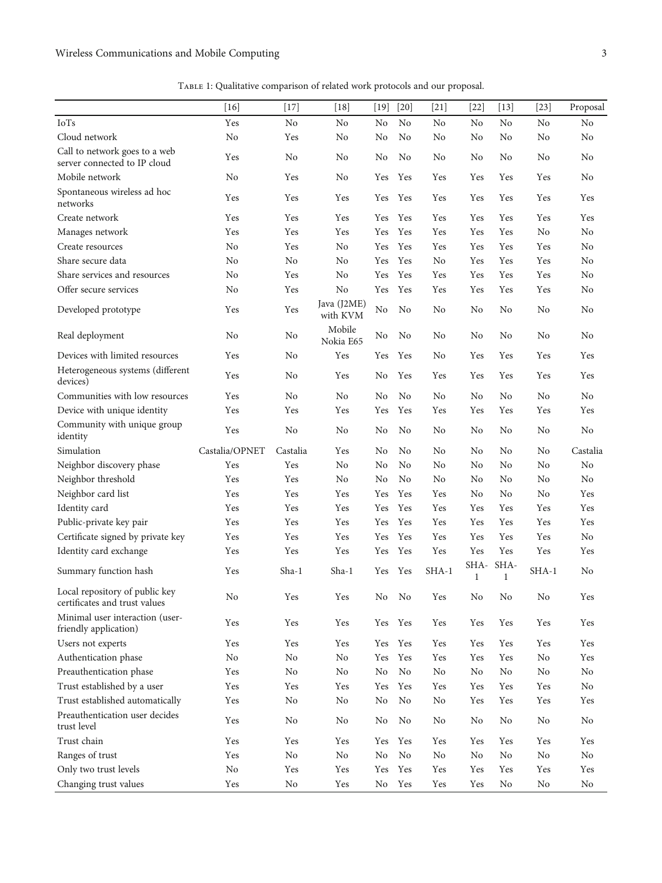Table 1: Qualitative comparison of related work protocols and our proposal.

| | [16] | [17] | [18] | [19] | [20] | [21] | [22] | [13] | [23] | Proposal |
|---|---|---|---|---|---|---|---|---|---|---|
| IoTs | Yes | No | No | No | No | No | No | No | No | No |
| Cloud network | No | Yes | No | No | No | No | No | No | No | No |
| Call to network goes to a web server connected to IP cloud | Yes | No | No | No | No | No | No | No | No | No |
| Mobile network | No | Yes | No | Yes | Yes | Yes | Yes | Yes | Yes | No |
| Spontaneous wireless ad hoc networks | Yes | Yes | Yes | Yes | Yes | Yes | Yes | Yes | Yes | Yes |
| Create network | Yes | Yes | Yes | Yes | Yes | Yes | Yes | Yes | Yes | Yes |
| Manages network | Yes | Yes | Yes | Yes | Yes | Yes | Yes | Yes | No | No |
| Create resources | No | Yes | No | Yes | Yes | Yes | Yes | Yes | Yes | No |
| Share secure data | No | No | No | Yes | Yes | No | Yes | Yes | Yes | No |
| Share services and resources | No | Yes | No | Yes | Yes | Yes | Yes | Yes | Yes | No |
| Offer secure services | No | Yes | No | Yes | Yes | Yes | Yes | Yes | Yes | No |
| Developed prototype | Yes | Yes | Java (J2ME) with KVM | No | No | No | No | No | No | No |
| Real deployment | No | No | Mobile Nokia E65 | No | No | No | No | No | No | No |
| Devices with limited resources | Yes | No | Yes | Yes | Yes | No | Yes | Yes | Yes | Yes |
| Heterogeneous systems (different devices) | Yes | No | Yes | No | Yes | Yes | Yes | Yes | Yes | Yes |
| Communities with low resources | Yes | No | No | No | No | No | No | No | No | No |
| Device with unique identity | Yes | Yes | Yes | Yes | Yes | Yes | Yes | Yes | Yes | Yes |
| Community with unique group identity | Yes | No | No | No | No | No | No | No | No | No |
| Simulation | Castalia/OPNET | Castalia | Yes | No | No | No | No | No | No | Castalia |
| Neighbor discovery phase | Yes | Yes | No | No | No | No | No | No | No | No |
| Neighbor threshold | Yes | Yes | No | No | No | No | No | No | No | No |
| Neighbor card list | Yes | Yes | Yes | Yes | Yes | Yes | No | No | No | Yes |
| Identity card | Yes | Yes | Yes | Yes | Yes | Yes | Yes | Yes | Yes | Yes |
| Public-private key pair | Yes | Yes | Yes | Yes | Yes | Yes | Yes | Yes | Yes | Yes |
| Certificate signed by private key | Yes | Yes | Yes | Yes | Yes | Yes | Yes | Yes | Yes | No |
| Identity card exchange | Yes | Yes | Yes | Yes | Yes | Yes | Yes | Yes | Yes | Yes |
| Summary function hash | Yes | Sha-1 | Sha-1 | Yes | Yes | SHA-1 | SHA-1 | SHA-1 | SHA-1 | No |
| Local repository of public key certificates and trust values | No | Yes | Yes | No | No | Yes | No | No | No | Yes |
| Minimal user interaction (user-friendly application) | Yes | Yes | Yes | Yes | Yes | Yes | Yes | Yes | Yes | Yes |
| Users not experts | Yes | Yes | Yes | Yes | Yes | Yes | Yes | Yes | Yes | Yes |
| Authentication phase | No | No | No | Yes | Yes | Yes | Yes | Yes | No | Yes |
| Preauthentication phase | Yes | No | No | No | No | No | No | No | No | No |
| Trust established by a user | Yes | Yes | Yes | Yes | Yes | Yes | Yes | Yes | Yes | No |
| Trust established automatically | Yes | No | No | No | No | No | Yes | Yes | Yes | Yes |
| Preauthentication user decides trust level | Yes | No | No | No | No | No | No | No | No | No |
| Trust chain | Yes | Yes | Yes | Yes | Yes | Yes | Yes | Yes | Yes | Yes |
| Ranges of trust | Yes | No | No | No | No | No | No | No | No | No |
| Only two trust levels | No | Yes | Yes | Yes | Yes | Yes | Yes | Yes | Yes | Yes |
| Changing trust values | Yes | No | Yes | No | Yes | Yes | Yes | No | No | No |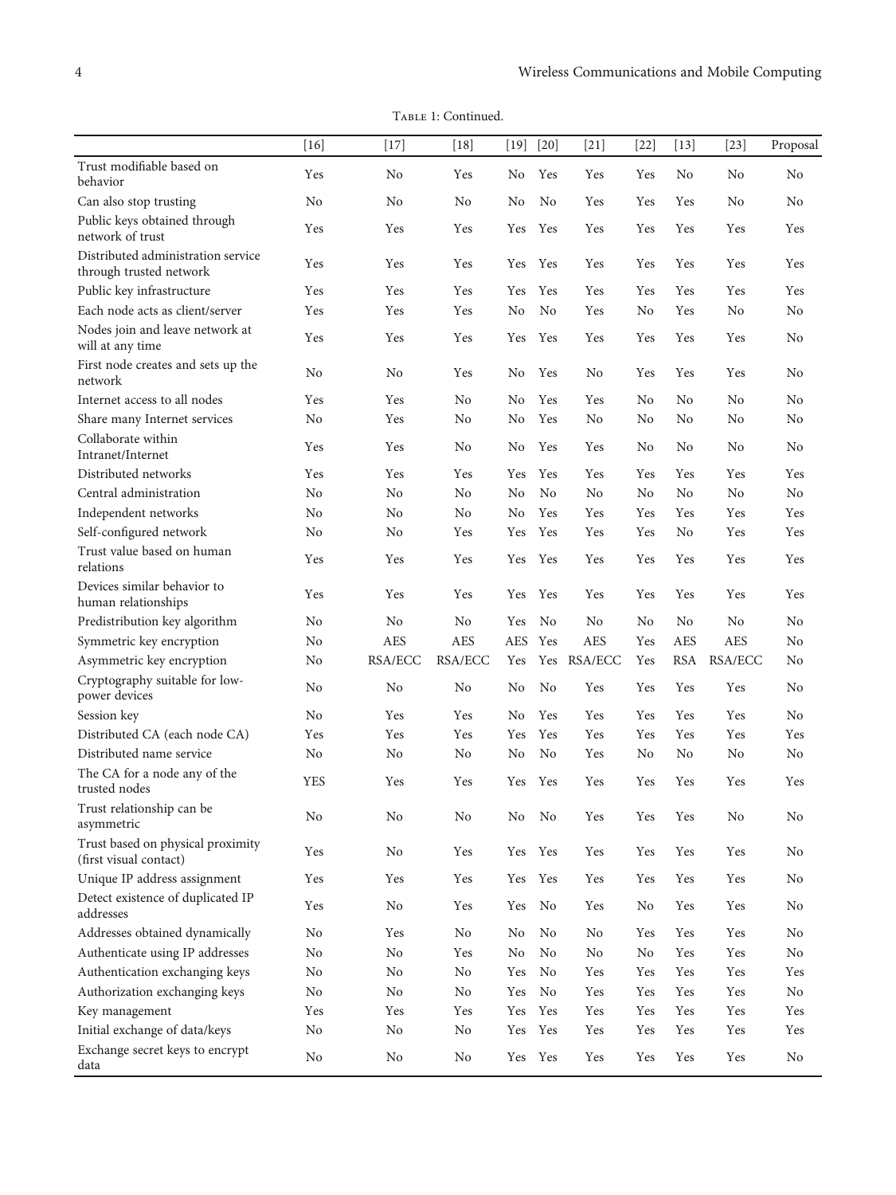Table 1: Continued.

|  | [16] | [17] | [18] | [19] | [20] | [21] | [22] | [13] | [23] | Proposal |
|---|---|---|---|---|---|---|---|---|---|---|
| Trust modifiable based on behavior | Yes | No | Yes | No | Yes | Yes | Yes | No | No | No |
| Can also stop trusting | No | No | No | No | No | Yes | Yes | Yes | No | No |
| Public keys obtained through network of trust | Yes | Yes | Yes | Yes | Yes | Yes | Yes | Yes | Yes | Yes |
| Distributed administration service through trusted network | Yes | Yes | Yes | Yes | Yes | Yes | Yes | Yes | Yes | Yes |
| Public key infrastructure | Yes | Yes | Yes | Yes | Yes | Yes | Yes | Yes | Yes | Yes |
| Each node acts as client/server | Yes | Yes | Yes | No | No | Yes | No | Yes | No | No |
| Nodes join and leave network at will at any time | Yes | Yes | Yes | Yes | Yes | Yes | Yes | Yes | Yes | No |
| First node creates and sets up the network | No | No | Yes | No | Yes | No | Yes | Yes | Yes | No |
| Internet access to all nodes | Yes | Yes | No | No | Yes | Yes | No | No | No | No |
| Share many Internet services | No | Yes | No | No | Yes | No | No | No | No | No |
| Collaborate within Intranet/Internet | Yes | Yes | No | No | Yes | Yes | No | No | No | No |
| Distributed networks | Yes | Yes | Yes | Yes | Yes | Yes | Yes | Yes | Yes | Yes |
| Central administration | No | No | No | No | No | No | No | No | No | No |
| Independent networks | No | No | No | No | Yes | Yes | Yes | Yes | Yes | Yes |
| Self-configured network | No | No | Yes | Yes | Yes | Yes | Yes | No | Yes | Yes |
| Trust value based on human relations | Yes | Yes | Yes | Yes | Yes | Yes | Yes | Yes | Yes | Yes |
| Devices similar behavior to human relationships | Yes | Yes | Yes | Yes | Yes | Yes | Yes | Yes | Yes | Yes |
| Predistribution key algorithm | No | No | No | Yes | No | No | No | No | No | No |
| Symmetric key encryption | No | AES | AES | AES | Yes | AES | Yes | AES | AES | No |
| Asymmetric key encryption | No | RSA/ECC | RSA/ECC | Yes | Yes | RSA/ECC | Yes | RSA | RSA/ECC | No |
| Cryptography suitable for low-power devices | No | No | No | No | No | Yes | Yes | Yes | Yes | No |
| Session key | No | Yes | Yes | No | Yes | Yes | Yes | Yes | Yes | No |
| Distributed CA (each node CA) | Yes | Yes | Yes | Yes | Yes | Yes | Yes | Yes | Yes | Yes |
| Distributed name service | No | No | No | No | No | Yes | No | No | No | No |
| The CA for a node any of the trusted nodes | YES | Yes | Yes | Yes | Yes | Yes | Yes | Yes | Yes | Yes |
| Trust relationship can be asymmetric | No | No | No | No | No | Yes | Yes | Yes | No | No |
| Trust based on physical proximity (first visual contact) | Yes | No | Yes | Yes | Yes | Yes | Yes | Yes | Yes | No |
| Unique IP address assignment | Yes | Yes | Yes | Yes | Yes | Yes | Yes | Yes | Yes | No |
| Detect existence of duplicated IP addresses | Yes | No | Yes | Yes | No | Yes | No | Yes | Yes | No |
| Addresses obtained dynamically | No | Yes | No | No | No | No | Yes | Yes | Yes | No |
| Authenticate using IP addresses | No | No | Yes | No | No | No | No | Yes | Yes | No |
| Authentication exchanging keys | No | No | No | Yes | No | Yes | Yes | Yes | Yes | Yes |
| Authorization exchanging keys | No | No | No | Yes | No | Yes | Yes | Yes | Yes | No |
| Key management | Yes | Yes | Yes | Yes | Yes | Yes | Yes | Yes | Yes | Yes |
| Initial exchange of data/keys | No | No | No | Yes | Yes | Yes | Yes | Yes | Yes | Yes |
| Exchange secret keys to encrypt data | No | No | No | Yes | Yes | Yes | Yes | Yes | Yes | No |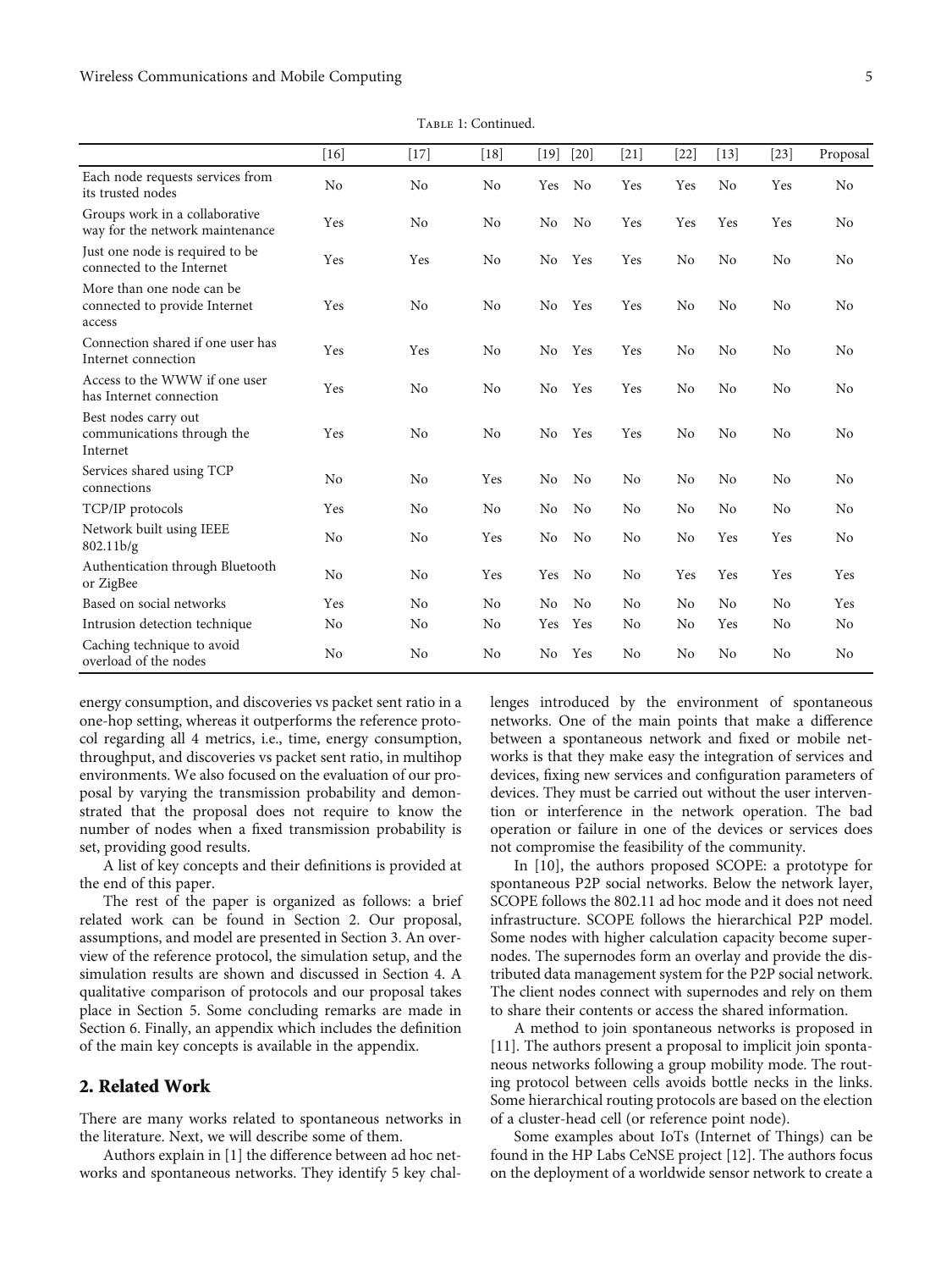Table 1: Continued.

| | [16] | [17] | [18] | [19] | [20] | [21] | [22] | [13] | [23] | Proposal |
|---|---|---|---|---|---|---|---|---|---|---|
| Each node requests services from its trusted nodes | No | No | No | Yes | No | Yes | Yes | No | Yes | No |
| Groups work in a collaborative way for the network maintenance | Yes | No | No | No | No | Yes | Yes | Yes | Yes | No |
| Just one node is required to be connected to the Internet | Yes | Yes | No | No | Yes | Yes | No | No | No | No |
| More than one node can be connected to provide Internet access | Yes | No | No | No | Yes | Yes | No | No | No | No |
| Connection shared if one user has Internet connection | Yes | Yes | No | No | Yes | Yes | No | No | No | No |
| Access to the WWW if one user has Internet connection | Yes | No | No | No | Yes | Yes | No | No | No | No |
| Best nodes carry out communications through the Internet | Yes | No | No | No | Yes | Yes | No | No | No | No |
| Services shared using TCP connections | No | No | Yes | No | No | No | No | No | No | No |
| TCP/IP protocols | Yes | No | No | No | No | No | No | No | No | No |
| Network built using IEEE 802.11b/g | No | No | Yes | No | No | No | No | Yes | Yes | No |
| Authentication through Bluetooth or ZigBee | No | No | Yes | Yes | No | No | Yes | Yes | Yes | Yes |
| Based on social networks | Yes | No | No | No | No | No | No | No | No | Yes |
| Intrusion detection technique | No | No | No | Yes | Yes | No | No | Yes | No | No |
| Caching technique to avoid overload of the nodes | No | No | No | No | Yes | No | No | No | No | No |

energy consumption, and discoveries vs packet sent ratio in a one-hop setting, whereas it outperforms the reference protocol regarding all 4 metrics, i.e., time, energy consumption, throughput, and discoveries vs packet sent ratio, in multihop environments. We also focused on the evaluation of our proposal by varying the transmission probability and demonstrated that the proposal does not require to know the number of nodes when a fixed transmission probability is set, providing good results.

A list of key concepts and their definitions is provided at the end of this paper.

The rest of the paper is organized as follows: a brief related work can be found in Section 2. Our proposal, assumptions, and model are presented in Section 3. An overview of the reference protocol, the simulation setup, and the simulation results are shown and discussed in Section 4. A qualitative comparison of protocols and our proposal takes place in Section 5. Some concluding remarks are made in Section 6. Finally, an appendix which includes the definition of the main key concepts is available in the appendix.

## 2. Related Work

There are many works related to spontaneous networks in the literature. Next, we will describe some of them.

Authors explain in [1] the difference between ad hoc networks and spontaneous networks. They identify 5 key challenges introduced by the environment of spontaneous networks. One of the main points that make a difference between a spontaneous network and fixed or mobile networks is that they make easy the integration of services and devices, fixing new services and configuration parameters of devices. They must be carried out without the user intervention or interference in the network operation. The bad operation or failure in one of the devices or services does not compromise the feasibility of the community.

In [10], the authors proposed SCOPE: a prototype for spontaneous P2P social networks. Below the network layer, SCOPE follows the 802.11 ad hoc mode and it does not need infrastructure. SCOPE follows the hierarchical P2P model. Some nodes with higher calculation capacity become supernodes. The supernodes form an overlay and provide the distributed data management system for the P2P social network. The client nodes connect with supernodes and rely on them to share their contents or access the shared information.

A method to join spontaneous networks is proposed in [11]. The authors present a proposal to implicit join spontaneous networks following a group mobility mode. The routing protocol between cells avoids bottle necks in the links. Some hierarchical routing protocols are based on the election of a cluster-head cell (or reference point node).

Some examples about IoTs (Internet of Things) can be found in the HP Labs CeNSE project [12]. The authors focus on the deployment of a worldwide sensor network to create a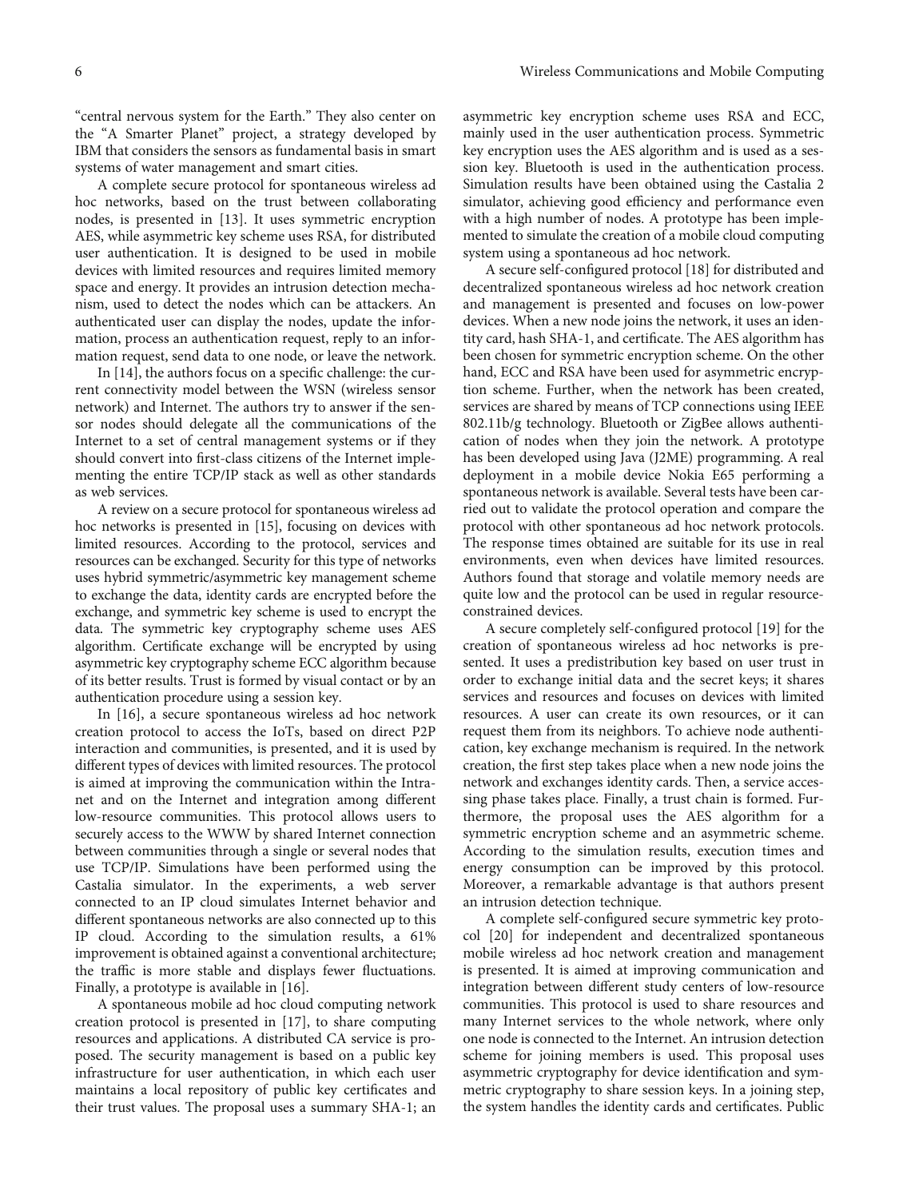"central nervous system for the Earth." They also center on the "A Smarter Planet" project, a strategy developed by IBM that considers the sensors as fundamental basis in smart systems of water management and smart cities.

A complete secure protocol for spontaneous wireless ad hoc networks, based on the trust between collaborating nodes, is presented in [13]. It uses symmetric encryption AES, while asymmetric key scheme uses RSA, for distributed user authentication. It is designed to be used in mobile devices with limited resources and requires limited memory space and energy. It provides an intrusion detection mechanism, used to detect the nodes which can be attackers. An authenticated user can display the nodes, update the information, process an authentication request, reply to an information request, send data to one node, or leave the network.

In [14], the authors focus on a specific challenge: the current connectivity model between the WSN (wireless sensor network) and Internet. The authors try to answer if the sensor nodes should delegate all the communications of the Internet to a set of central management systems or if they should convert into first-class citizens of the Internet implementing the entire TCP/IP stack as well as other standards as web services.

A review on a secure protocol for spontaneous wireless ad hoc networks is presented in [15], focusing on devices with limited resources. According to the protocol, services and resources can be exchanged. Security for this type of networks uses hybrid symmetric/asymmetric key management scheme to exchange the data, identity cards are encrypted before the exchange, and symmetric key scheme is used to encrypt the data. The symmetric key cryptography scheme uses AES algorithm. Certificate exchange will be encrypted by using asymmetric key cryptography scheme ECC algorithm because of its better results. Trust is formed by visual contact or by an authentication procedure using a session key.

In [16], a secure spontaneous wireless ad hoc network creation protocol to access the IoTs, based on direct P2P interaction and communities, is presented, and it is used by different types of devices with limited resources. The protocol is aimed at improving the communication within the Intranet and on the Internet and integration among different low-resource communities. This protocol allows users to securely access to the WWW by shared Internet connection between communities through a single or several nodes that use TCP/IP. Simulations have been performed using the Castalia simulator. In the experiments, a web server connected to an IP cloud simulates Internet behavior and different spontaneous networks are also connected up to this IP cloud. According to the simulation results, a 61% improvement is obtained against a conventional architecture; the traffic is more stable and displays fewer fluctuations. Finally, a prototype is available in [16].

A spontaneous mobile ad hoc cloud computing network creation protocol is presented in [17], to share computing resources and applications. A distributed CA service is proposed. The security management is based on a public key infrastructure for user authentication, in which each user maintains a local repository of public key certificates and their trust values. The proposal uses a summary SHA-1; an asymmetric key encryption scheme uses RSA and ECC, mainly used in the user authentication process. Symmetric key encryption uses the AES algorithm and is used as a session key. Bluetooth is used in the authentication process. Simulation results have been obtained using the Castalia 2 simulator, achieving good efficiency and performance even with a high number of nodes. A prototype has been implemented to simulate the creation of a mobile cloud computing system using a spontaneous ad hoc network.

A secure self-configured protocol [18] for distributed and decentralized spontaneous wireless ad hoc network creation and management is presented and focuses on low-power devices. When a new node joins the network, it uses an identity card, hash SHA-1, and certificate. The AES algorithm has been chosen for symmetric encryption scheme. On the other hand, ECC and RSA have been used for asymmetric encryption scheme. Further, when the network has been created, services are shared by means of TCP connections using IEEE 802.11b/g technology. Bluetooth or ZigBee allows authentication of nodes when they join the network. A prototype has been developed using Java (J2ME) programming. A real deployment in a mobile device Nokia E65 performing a spontaneous network is available. Several tests have been carried out to validate the protocol operation and compare the protocol with other spontaneous ad hoc network protocols. The response times obtained are suitable for its use in real environments, even when devices have limited resources. Authors found that storage and volatile memory needs are quite low and the protocol can be used in regular resource-constrained devices.

A secure completely self-configured protocol [19] for the creation of spontaneous wireless ad hoc networks is presented. It uses a predistribution key based on user trust in order to exchange initial data and the secret keys; it shares services and resources and focuses on devices with limited resources. A user can create its own resources, or it can request them from its neighbors. To achieve node authentication, key exchange mechanism is required. In the network creation, the first step takes place when a new node joins the network and exchanges identity cards. Then, a service accessing phase takes place. Finally, a trust chain is formed. Furthermore, the proposal uses the AES algorithm for a symmetric encryption scheme and an asymmetric scheme. According to the simulation results, execution times and energy consumption can be improved by this protocol. Moreover, a remarkable advantage is that authors present an intrusion detection technique.

A complete self-configured secure symmetric key protocol [20] for independent and decentralized spontaneous mobile wireless ad hoc network creation and management is presented. It is aimed at improving communication and integration between different study centers of low-resource communities. This protocol is used to share resources and many Internet services to the whole network, where only one node is connected to the Internet. An intrusion detection scheme for joining members is used. This proposal uses asymmetric cryptography for device identification and symmetric cryptography to share session keys. In a joining step, the system handles the identity cards and certificates. Public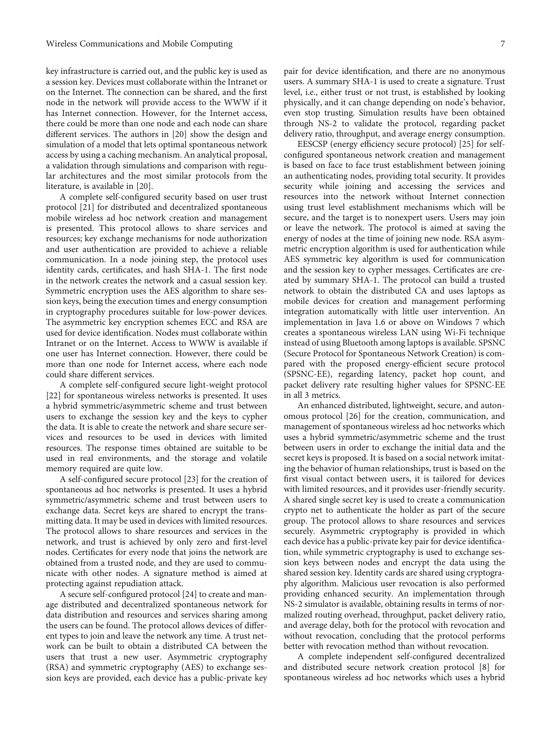key infrastructure is carried out, and the public key is used as a session key. Devices must collaborate within the Intranet or on the Internet. The connection can be shared, and the first node in the network will provide access to the WWW if it has Internet connection. However, for the Internet access, there could be more than one node and each node can share different services. The authors in [20] show the design and simulation of a model that lets optimal spontaneous network access by using a caching mechanism. An analytical proposal, a validation through simulations and comparison with regular architectures and the most similar protocols from the literature, is available in [20].

A complete self-configured security based on user trust protocol [21] for distributed and decentralized spontaneous mobile wireless ad hoc network creation and management is presented. This protocol allows to share services and resources; key exchange mechanisms for node authorization and user authentication are provided to achieve a reliable communication. In a node joining step, the protocol uses identity cards, certificates, and hash SHA-1. The first node in the network creates the network and a casual session key. Symmetric encryption uses the AES algorithm to share session keys, being the execution times and energy consumption in cryptography procedures suitable for low-power devices. The asymmetric key encryption schemes ECC and RSA are used for device identification. Nodes must collaborate within Intranet or on the Internet. Access to WWW is available if one user has Internet connection. However, there could be more than one node for Internet access, where each node could share different services.

A complete self-configured secure light-weight protocol [22] for spontaneous wireless networks is presented. It uses a hybrid symmetric/asymmetric scheme and trust between users to exchange the session key and the keys to cypher the data. It is able to create the network and share secure services and resources to be used in devices with limited resources. The response times obtained are suitable to be used in real environments, and the storage and volatile memory required are quite low.

A self-configured secure protocol [23] for the creation of spontaneous ad hoc networks is presented. It uses a hybrid symmetric/asymmetric scheme and trust between users to exchange data. Secret keys are shared to encrypt the transmitting data. It may be used in devices with limited resources. The protocol allows to share resources and services in the network, and trust is achieved by only zero and first-level nodes. Certificates for every node that joins the network are obtained from a trusted node, and they are used to communicate with other nodes. A signature method is aimed at protecting against repudiation attack.

A secure self-configured protocol [24] to create and manage distributed and decentralized spontaneous network for data distribution and resources and services sharing among the users can be found. The protocol allows devices of different types to join and leave the network any time. A trust network can be built to obtain a distributed CA between the users that trust a new user. Asymmetric cryptography (RSA) and symmetric cryptography (AES) to exchange session keys are provided, each device has a public-private key pair for device identification, and there are no anonymous users. A summary SHA-1 is used to create a signature. Trust level, i.e., either trust or not trust, is established by looking physically, and it can change depending on node's behavior, even stop trusting. Simulation results have been obtained through NS-2 to validate the protocol, regarding packet delivery ratio, throughput, and average energy consumption.

EESCSP (energy efficiency secure protocol) [25] for self-configured spontaneous network creation and management is based on face to face trust establishment between joining an authenticating nodes, providing total security. It provides security while joining and accessing the services and resources into the network without Internet connection using trust level establishment mechanisms which will be secure, and the target is to nonexpert users. Users may join or leave the network. The protocol is aimed at saving the energy of nodes at the time of joining new node. RSA asymmetric encryption algorithm is used for authentication while AES symmetric key algorithm is used for communication and the session key to cypher messages. Certificates are created by summary SHA-1. The protocol can build a trusted network to obtain the distributed CA and uses laptops as mobile devices for creation and management performing integration automatically with little user intervention. An implementation in Java 1.6 or above on Windows 7 which creates a spontaneous wireless LAN using Wi-Fi technique instead of using Bluetooth among laptops is available. SPSNC (Secure Protocol for Spontaneous Network Creation) is compared with the proposed energy-efficient secure protocol (SPSNC-EE), regarding latency, packet hop count, and packet delivery rate resulting higher values for SPSNC-EE in all 3 metrics.

An enhanced distributed, lightweight, secure, and autonomous protocol [26] for the creation, communication, and management of spontaneous wireless ad hoc networks which uses a hybrid symmetric/asymmetric scheme and the trust between users in order to exchange the initial data and the secret keys is proposed. It is based on a social network imitating the behavior of human relationships, trust is based on the first visual contact between users, it is tailored for devices with limited resources, and it provides user-friendly security. A shared single secret key is used to create a communication crypto net to authenticate the holder as part of the secure group. The protocol allows to share resources and services securely. Asymmetric cryptography is provided in which each device has a public-private key pair for device identification, while symmetric cryptography is used to exchange session keys between nodes and encrypt the data using the shared session key. Identity cards are shared using cryptography algorithm. Malicious user revocation is also performed providing enhanced security. An implementation through NS-2 simulator is available, obtaining results in terms of normalized routing overhead, throughput, packet delivery ratio, and average delay, both for the protocol with revocation and without revocation, concluding that the protocol performs better with revocation method than without revocation.

A complete independent self-configured decentralized and distributed secure network creation protocol [8] for spontaneous wireless ad hoc networks which uses a hybrid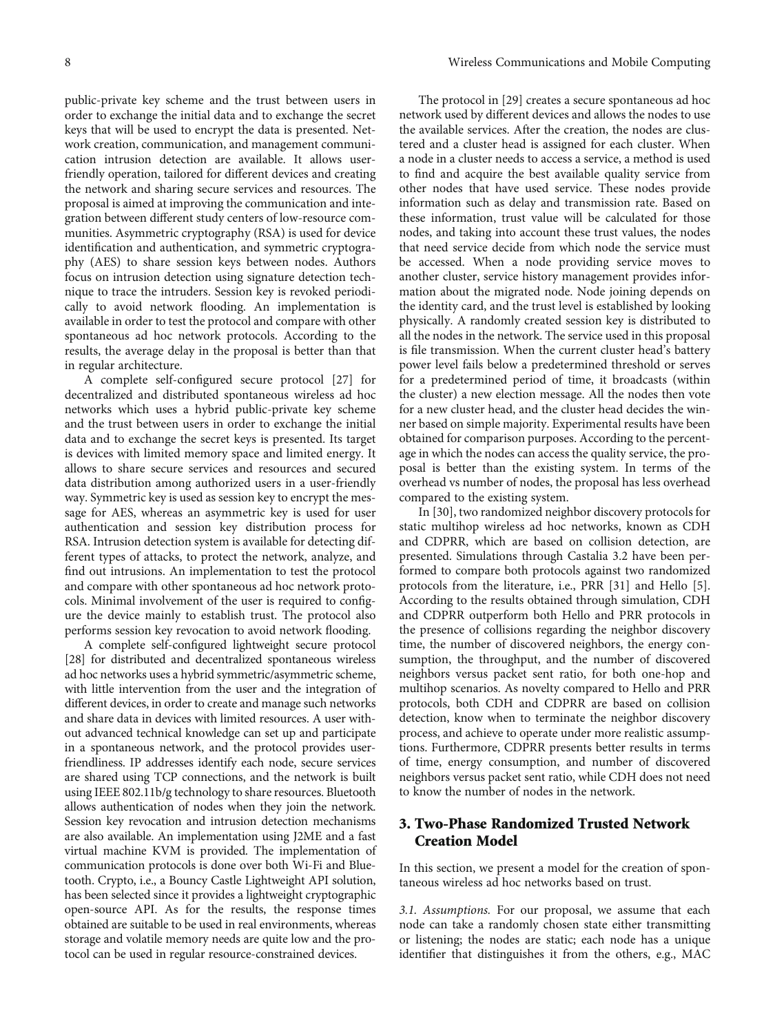public-private key scheme and the trust between users in order to exchange the initial data and to exchange the secret keys that will be used to encrypt the data is presented. Network creation, communication, and management communication intrusion detection are available. It allows user-friendly operation, tailored for different devices and creating the network and sharing secure services and resources. The proposal is aimed at improving the communication and integration between different study centers of low-resource communities. Asymmetric cryptography (RSA) is used for device identification and authentication, and symmetric cryptography (AES) to share session keys between nodes. Authors focus on intrusion detection using signature detection technique to trace the intruders. Session key is revoked periodically to avoid network flooding. An implementation is available in order to test the protocol and compare with other spontaneous ad hoc network protocols. According to the results, the average delay in the proposal is better than that in regular architecture.

A complete self-configured secure protocol [27] for decentralized and distributed spontaneous wireless ad hoc networks which uses a hybrid public-private key scheme and the trust between users in order to exchange the initial data and to exchange the secret keys is presented. Its target is devices with limited memory space and limited energy. It allows to share secure services and resources and secured data distribution among authorized users in a user-friendly way. Symmetric key is used as session key to encrypt the message for AES, whereas an asymmetric key is used for user authentication and session key distribution process for RSA. Intrusion detection system is available for detecting different types of attacks, to protect the network, analyze, and find out intrusions. An implementation to test the protocol and compare with other spontaneous ad hoc network protocols. Minimal involvement of the user is required to configure the device mainly to establish trust. The protocol also performs session key revocation to avoid network flooding.

A complete self-configured lightweight secure protocol [28] for distributed and decentralized spontaneous wireless ad hoc networks uses a hybrid symmetric/asymmetric scheme, with little intervention from the user and the integration of different devices, in order to create and manage such networks and share data in devices with limited resources. A user without advanced technical knowledge can set up and participate in a spontaneous network, and the protocol provides user-friendliness. IP addresses identify each node, secure services are shared using TCP connections, and the network is built using IEEE 802.11b/g technology to share resources. Bluetooth allows authentication of nodes when they join the network. Session key revocation and intrusion detection mechanisms are also available. An implementation using J2ME and a fast virtual machine KVM is provided. The implementation of communication protocols is done over both Wi-Fi and Bluetooth. Crypto, i.e., a Bouncy Castle Lightweight API solution, has been selected since it provides a lightweight cryptographic open-source API. As for the results, the response times obtained are suitable to be used in real environments, whereas storage and volatile memory needs are quite low and the protocol can be used in regular resource-constrained devices.

The protocol in [29] creates a secure spontaneous ad hoc network used by different devices and allows the nodes to use the available services. After the creation, the nodes are clustered and a cluster head is assigned for each cluster. When a node in a cluster needs to access a service, a method is used to find and acquire the best available quality service from other nodes that have used service. These nodes provide information such as delay and transmission rate. Based on these information, trust value will be calculated for those nodes, and taking into account these trust values, the nodes that need service decide from which node the service must be accessed. When a node providing service moves to another cluster, service history management provides information about the migrated node. Node joining depends on the identity card, and the trust level is established by looking physically. A randomly created session key is distributed to all the nodes in the network. The service used in this proposal is file transmission. When the current cluster head's battery power level fails below a predetermined threshold or serves for a predetermined period of time, it broadcasts (within the cluster) a new election message. All the nodes then vote for a new cluster head, and the cluster head decides the winner based on simple majority. Experimental results have been obtained for comparison purposes. According to the percentage in which the nodes can access the quality service, the proposal is better than the existing system. In terms of the overhead vs number of nodes, the proposal has less overhead compared to the existing system.

In [30], two randomized neighbor discovery protocols for static multihop wireless ad hoc networks, known as CDH and CDPRR, which are based on collision detection, are presented. Simulations through Castalia 3.2 have been performed to compare both protocols against two randomized protocols from the literature, i.e., PRR [31] and Hello [5]. According to the results obtained through simulation, CDH and CDPRR outperform both Hello and PRR protocols in the presence of collisions regarding the neighbor discovery time, the number of discovered neighbors, the energy consumption, the throughput, and the number of discovered neighbors versus packet sent ratio, for both one-hop and multihop scenarios. As novelty compared to Hello and PRR protocols, both CDH and CDPRR are based on collision detection, know when to terminate the neighbor discovery process, and achieve to operate under more realistic assumptions. Furthermore, CDPRR presents better results in terms of time, energy consumption, and number of discovered neighbors versus packet sent ratio, while CDH does not need to know the number of nodes in the network.

## 3. Two-Phase Randomized Trusted Network Creation Model

In this section, we present a model for the creation of spontaneous wireless ad hoc networks based on trust.

*3.1. Assumptions.* For our proposal, we assume that each node can take a randomly chosen state either transmitting or listening; the nodes are static; each node has a unique identifier that distinguishes it from the others, e.g., MAC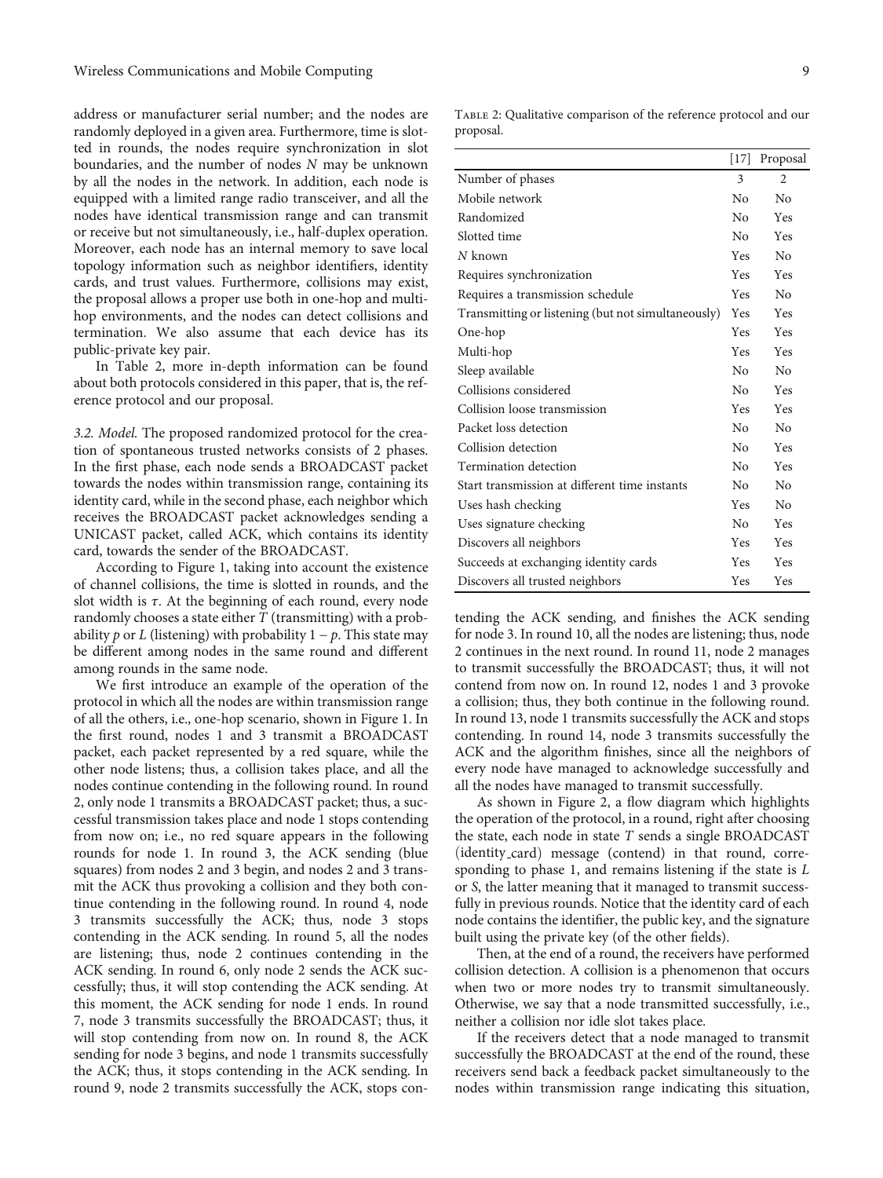address or manufacturer serial number; and the nodes are randomly deployed in a given area. Furthermore, time is slotted in rounds, the nodes require synchronization in slot boundaries, and the number of nodes $N$ may be unknown by all the nodes in the network. In addition, each node is equipped with a limited range radio transceiver, and all the nodes have identical transmission range and can transmit or receive but not simultaneously, i.e., half-duplex operation. Moreover, each node has an internal memory to save local topology information such as neighbor identifiers, identity cards, and trust values. Furthermore, collisions may exist, the proposal allows a proper use both in one-hop and multi-hop environments, and the nodes can detect collisions and termination. We also assume that each device has its public-private key pair.

In Table 2, more in-depth information can be found about both protocols considered in this paper, that is, the reference protocol and our proposal.

Table 2: Qualitative comparison of the reference protocol and our proposal.

| | [17] | Proposal |
|---|---|---|
| Number of phases | 3 | 2 |
| Mobile network | No | No |
| Randomized | No | Yes |
| Slotted time | No | Yes |
| $N$ known | Yes | No |
| Requires synchronization | Yes | Yes |
| Requires a transmission schedule | Yes | No |
| Transmitting or listening (but not simultaneously) | Yes | Yes |
| One-hop | Yes | Yes |
| Multi-hop | Yes | Yes |
| Sleep available | No | No |
| Collisions considered | No | Yes |
| Collision loose transmission | Yes | Yes |
| Packet loss detection | No | No |
| Collision detection | No | Yes |
| Termination detection | No | Yes |
| Start transmission at different time instants | No | No |
| Uses hash checking | Yes | No |
| Uses signature checking | No | Yes |
| Discovers all neighbors | Yes | Yes |
| Succeeds at exchanging identity cards | Yes | Yes |
| Discovers all trusted neighbors | Yes | Yes |

*3.2. Model.* The proposed randomized protocol for the creation of spontaneous trusted networks consists of 2 phases. In the first phase, each node sends a BROADCAST packet towards the nodes within transmission range, containing its identity card, while in the second phase, each neighbor which receives the BROADCAST packet acknowledges sending a UNICAST packet, called ACK, which contains its identity card, towards the sender of the BROADCAST.

According to Figure 1, taking into account the existence of channel collisions, the time is slotted in rounds, and the slot width is $\tau$. At the beginning of each round, every node randomly chooses a state either $T$ (transmitting) with a probability $p$ or $L$ (listening) with probability $1-p$. This state may be different among nodes in the same round and different among rounds in the same node.

We first introduce an example of the operation of the protocol in which all the nodes are within transmission range of all the others, i.e., one-hop scenario, shown in Figure 1. In the first round, nodes 1 and 3 transmit a BROADCAST packet, each packet represented by a red square, while the other node listens; thus, a collision takes place, and all the nodes continue contending in the following round. In round 2, only node 1 transmits a BROADCAST packet; thus, a successful transmission takes place and node 1 stops contending from now on; i.e., no red square appears in the following rounds for node 1. In round 3, the ACK sending (blue squares) from nodes 2 and 3 begin, and nodes 2 and 3 transmit the ACK thus provoking a collision and they both continue contending in the following round. In round 4, node 3 transmits successfully the ACK; thus, node 3 stops contending in the ACK sending. In round 5, all the nodes are listening; thus, node 2 continues contending in the ACK sending. In round 6, only node 2 sends the ACK successfully; thus, it will stop contending the ACK sending. At this moment, the ACK sending for node 1 ends. In round 7, node 3 transmits successfully the BROADCAST; thus, it will stop contending from now on. In round 8, the ACK sending for node 3 begins, and node 1 transmits successfully the ACK; thus, it stops contending in the ACK sending. In round 9, node 2 transmits successfully the ACK, stops contending the ACK sending, and finishes the ACK sending for node 3. In round 10, all the nodes are listening; thus, node 2 continues in the next round. In round 11, node 2 manages to transmit successfully the BROADCAST; thus, it will not contend from now on. In round 12, nodes 1 and 3 provoke a collision; thus, they both continue in the following round. In round 13, node 1 transmits successfully the ACK and stops contending. In round 14, node 3 transmits successfully the ACK and the algorithm finishes, since all the neighbors of every node have managed to acknowledge successfully and all the nodes have managed to transmit successfully.

As shown in Figure 2, a flow diagram which highlights the operation of the protocol, in a round, right after choosing the state, each node in state $T$ sends a single BROADCAST (identity_card) message (contend) in that round, corresponding to phase 1, and remains listening if the state is $L$ or $S$, the latter meaning that it managed to transmit successfully in previous rounds. Notice that the identity card of each node contains the identifier, the public key, and the signature built using the private key (of the other fields).

Then, at the end of a round, the receivers have performed collision detection. A collision is a phenomenon that occurs when two or more nodes try to transmit simultaneously. Otherwise, we say that a node transmitted successfully, i.e., neither a collision nor idle slot takes place.

If the receivers detect that a node managed to transmit successfully the BROADCAST at the end of the round, these receivers send back a feedback packet simultaneously to the nodes within transmission range indicating this situation,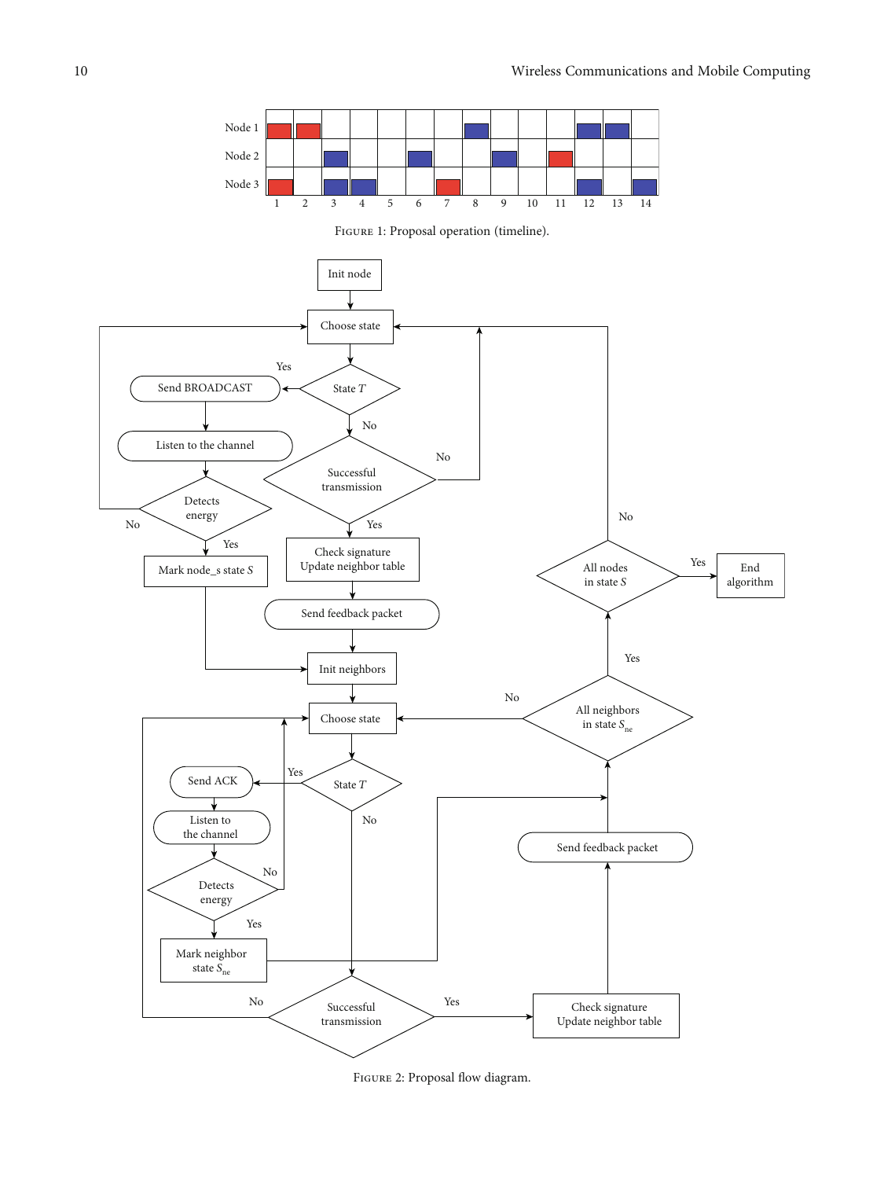Figure 1: Proposal operation (timeline).

Figure 2: Proposal flow diagram.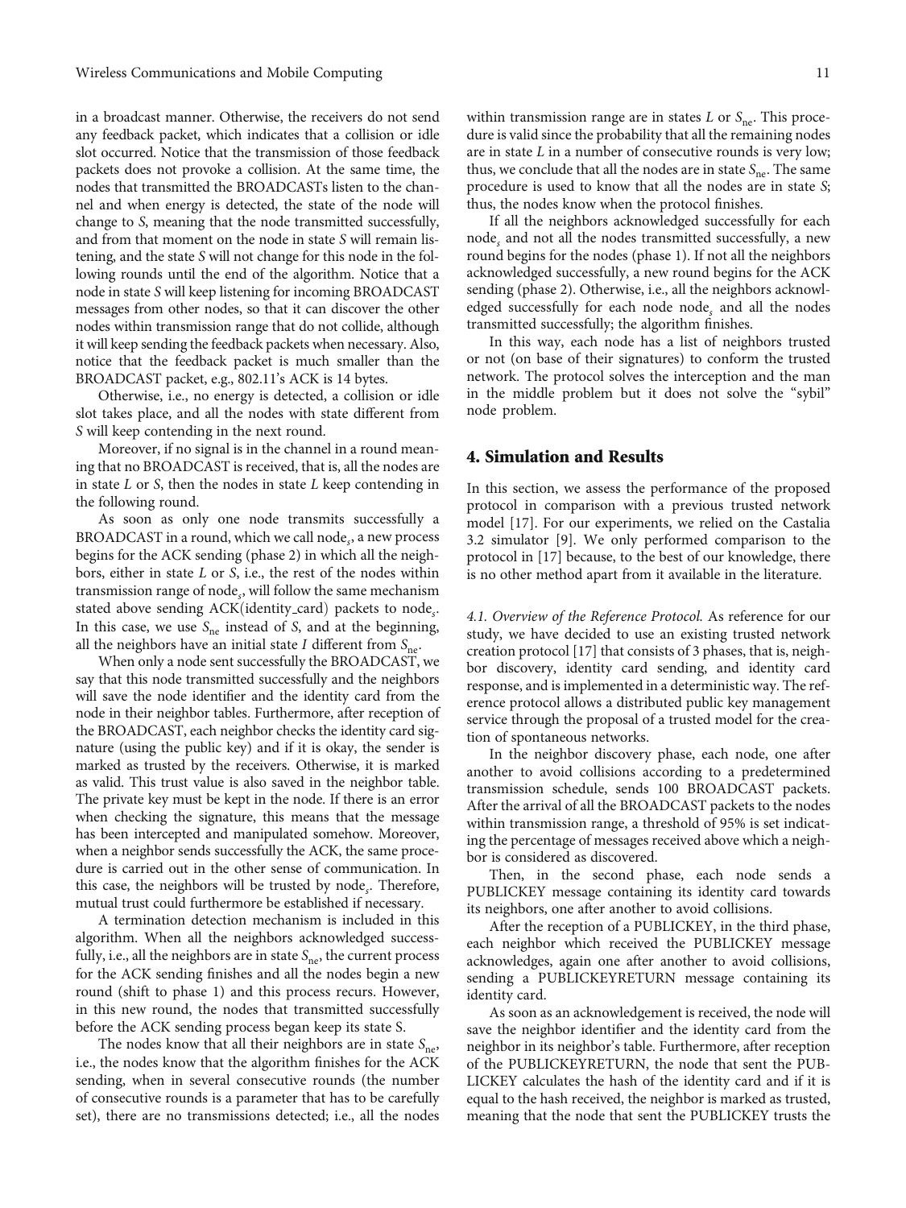in a broadcast manner. Otherwise, the receivers do not send any feedback packet, which indicates that a collision or idle slot occurred. Notice that the transmission of those feedback packets does not provoke a collision. At the same time, the nodes that transmitted the BROADCASTs listen to the channel and when energy is detected, the state of the node will change to S, meaning that the node transmitted successfully, and from that moment on the node in state S will remain listening, and the state S will not change for this node in the following rounds until the end of the algorithm. Notice that a node in state S will keep listening for incoming BROADCAST messages from other nodes, so that it can discover the other nodes within transmission range that do not collide, although it will keep sending the feedback packets when necessary. Also, notice that the feedback packet is much smaller than the BROADCAST packet, e.g., 802.11's ACK is 14 bytes.

Otherwise, i.e., no energy is detected, a collision or idle slot takes place, and all the nodes with state different from S will keep contending in the next round.

Moreover, if no signal is in the channel in a round meaning that no BROADCAST is received, that is, all the nodes are in state L or S, then the nodes in state L keep contending in the following round.

As soon as only one node transmits successfully a BROADCAST in a round, which we call $node_s$, a new process begins for the ACK sending (phase 2) in which all the neighbors, either in state L or S, i.e., the rest of the nodes within transmission range of $node_s$, will follow the same mechanism stated above sending ACK(identity_card) packets to $node_s$. In this case, we use $S_{ne}$ instead of S, and at the beginning, all the neighbors have an initial state I different from $S_{ne}$.

When only a node sent successfully the BROADCAST, we say that this node transmitted successfully and the neighbors will save the node identifier and the identity card from the node in their neighbor tables. Furthermore, after reception of the BROADCAST, each neighbor checks the identity card signature (using the public key) and if it is okay, the sender is marked as trusted by the receivers. Otherwise, it is marked as valid. This trust value is also saved in the neighbor table. The private key must be kept in the node. If there is an error when checking the signature, this means that the message has been intercepted and manipulated somehow. Moreover, when a neighbor sends successfully the ACK, the same procedure is carried out in the other sense of communication. In this case, the neighbors will be trusted by $node_s$. Therefore, mutual trust could furthermore be established if necessary.

A termination detection mechanism is included in this algorithm. When all the neighbors acknowledged successfully, i.e., all the neighbors are in state $S_{ne}$, the current process for the ACK sending finishes and all the nodes begin a new round (shift to phase 1) and this process recurs. However, in this new round, the nodes that transmitted successfully before the ACK sending process began keep its state S.

The nodes know that all their neighbors are in state $S_{ne}$, i.e., the nodes know that the algorithm finishes for the ACK sending, when in several consecutive rounds (the number of consecutive rounds is a parameter that has to be carefully set), there are no transmissions detected; i.e., all the nodes within transmission range are in states L or $S_{ne}$. This procedure is valid since the probability that all the remaining nodes are in state L in a number of consecutive rounds is very low; thus, we conclude that all the nodes are in state $S_{ne}$. The same procedure is used to know that all the nodes are in state S; thus, the nodes know when the protocol finishes.

If all the neighbors acknowledged successfully for each $node_s$ and not all the nodes transmitted successfully, a new round begins for the nodes (phase 1). If not all the neighbors acknowledged successfully, a new round begins for the ACK sending (phase 2). Otherwise, i.e., all the neighbors acknowledged successfully for each node $node_s$ and all the nodes transmitted successfully; the algorithm finishes.

In this way, each node has a list of neighbors trusted or not (on base of their signatures) to conform the trusted network. The protocol solves the interception and the man in the middle problem but it does not solve the "sybil" node problem.

## 4. Simulation and Results

In this section, we assess the performance of the proposed protocol in comparison with a previous trusted network model [17]. For our experiments, we relied on the Castalia 3.2 simulator [9]. We only performed comparison to the protocol in [17] because, to the best of our knowledge, there is no other method apart from it available in the literature.

*4.1. Overview of the Reference Protocol.* As reference for our study, we have decided to use an existing trusted network creation protocol [17] that consists of 3 phases, that is, neighbor discovery, identity card sending, and identity card response, and is implemented in a deterministic way. The reference protocol allows a distributed public key management service through the proposal of a trusted model for the creation of spontaneous networks.

In the neighbor discovery phase, each node, one after another to avoid collisions according to a predetermined transmission schedule, sends 100 BROADCAST packets. After the arrival of all the BROADCAST packets to the nodes within transmission range, a threshold of 95% is set indicating the percentage of messages received above which a neighbor is considered as discovered.

Then, in the second phase, each node sends a PUBLICKEY message containing its identity card towards its neighbors, one after another to avoid collisions.

After the reception of a PUBLICKEY, in the third phase, each neighbor which received the PUBLICKEY message acknowledges, again one after another to avoid collisions, sending a PUBLICKEYRETURN message containing its identity card.

As soon as an acknowledgement is received, the node will save the neighbor identifier and the identity card from the neighbor in its neighbor's table. Furthermore, after reception of the PUBLICKEYRETURN, the node that sent the PUBLICKEY calculates the hash of the identity card and if it is equal to the hash received, the neighbor is marked as trusted, meaning that the node that sent the PUBLICKEY trusts the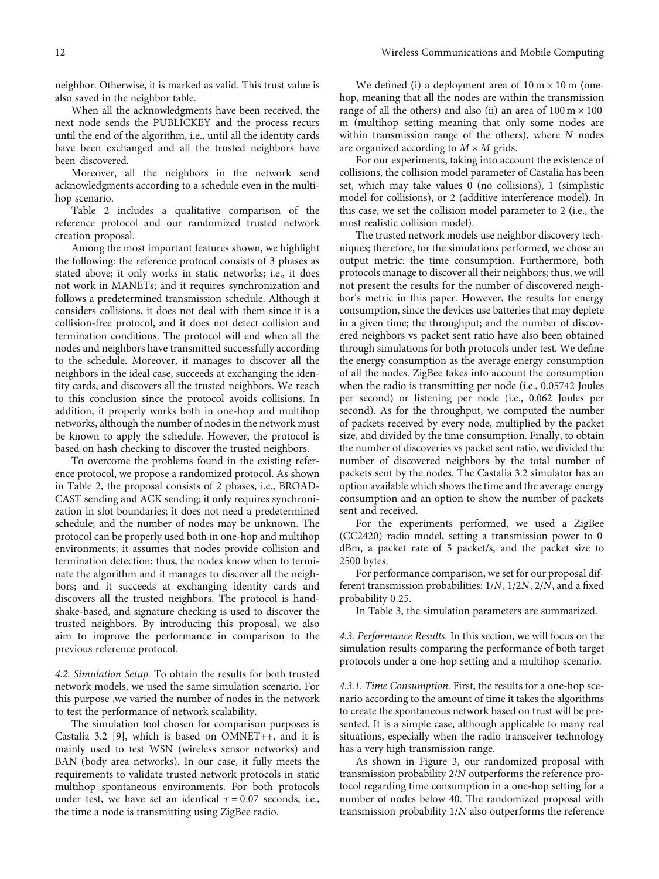neighbor. Otherwise, it is marked as valid. This trust value is also saved in the neighbor table.

When all the acknowledgments have been received, the next node sends the PUBLICKEY and the process recurs until the end of the algorithm, i.e., until all the identity cards have been exchanged and all the trusted neighbors have been discovered.

Moreover, all the neighbors in the network send acknowledgments according to a schedule even in the multihop scenario.

Table 2 includes a qualitative comparison of the reference protocol and our randomized trusted network creation proposal.

Among the most important features shown, we highlight the following: the reference protocol consists of 3 phases as stated above; it only works in static networks; i.e., it does not work in MANETs; and it requires synchronization and follows a predetermined transmission schedule. Although it considers collisions, it does not deal with them since it is a collision-free protocol, and it does not detect collision and termination conditions. The protocol will end when all the nodes and neighbors have transmitted successfully according to the schedule. Moreover, it manages to discover all the neighbors in the ideal case, succeeds at exchanging the identity cards, and discovers all the trusted neighbors. We reach to this conclusion since the protocol avoids collisions. In addition, it properly works both in one-hop and multihop networks, although the number of nodes in the network must be known to apply the schedule. However, the protocol is based on hash checking to discover the trusted neighbors.

To overcome the problems found in the existing reference protocol, we propose a randomized protocol. As shown in Table 2, the proposal consists of 2 phases, i.e., BROADCAST sending and ACK sending; it only requires synchronization in slot boundaries; it does not need a predetermined schedule; and the number of nodes may be unknown. The protocol can be properly used both in one-hop and multihop environments; it assumes that nodes provide collision and termination detection; thus, the nodes know when to terminate the algorithm and it manages to discover all the neighbors; and it succeeds at exchanging identity cards and discovers all the trusted neighbors. The protocol is handshake-based, and signature checking is used to discover the trusted neighbors. By introducing this proposal, we also aim to improve the performance in comparison to the previous reference protocol.

*4.2. Simulation Setup.* To obtain the results for both trusted network models, we used the same simulation scenario. For this purpose ,we varied the number of nodes in the network to test the performance of network scalability.

The simulation tool chosen for comparison purposes is Castalia 3.2 [9], which is based on OMNET++, and it is mainly used to test WSN (wireless sensor networks) and BAN (body area networks). In our case, it fully meets the requirements to validate trusted network protocols in static multihop spontaneous environments. For both protocols under test, we have set an identical $\tau = 0.07$ seconds, i.e., the time a node is transmitting using ZigBee radio.

We defined (i) a deployment area of $10\,\text{m} \times 10\,\text{m}$ (one-hop, meaning that all the nodes are within the transmission range of all the others) and also (ii) an area of $100\,\text{m} \times 100\,\text{m}$ (multihop setting meaning that only some nodes are within transmission range of the others), where $N$ nodes are organized according to $M \times M$ grids.

For our experiments, taking into account the existence of collisions, the collision model parameter of Castalia has been set, which may take values 0 (no collisions), 1 (simplistic model for collisions), or 2 (additive interference model). In this case, we set the collision model parameter to 2 (i.e., the most realistic collision model).

The trusted network models use neighbor discovery techniques; therefore, for the simulations performed, we chose an output metric: the time consumption. Furthermore, both protocols manage to discover all their neighbors; thus, we will not present the results for the number of discovered neighbor's metric in this paper. However, the results for energy consumption, since the devices use batteries that may deplete in a given time; the throughput; and the number of discovered neighbors vs packet sent ratio have also been obtained through simulations for both protocols under test. We define the energy consumption as the average energy consumption of all the nodes. ZigBee takes into account the consumption when the radio is transmitting per node (i.e., 0.05742 Joules per second) or listening per node (i.e., 0.062 Joules per second). As for the throughput, we computed the number of packets received by every node, multiplied by the packet size, and divided by the time consumption. Finally, to obtain the number of discoveries vs packet sent ratio, we divided the number of discovered neighbors by the total number of packets sent by the nodes. The Castalia 3.2 simulator has an option available which shows the time and the average energy consumption and an option to show the number of packets sent and received.

For the experiments performed, we used a ZigBee (CC2420) radio model, setting a transmission power to 0 dBm, a packet rate of 5 packet/s, and the packet size to 2500 bytes.

For performance comparison, we set for our proposal different transmission probabilities: $1/N$, $1/2N$, $2/N$, and a fixed probability 0.25.

In Table 3, the simulation parameters are summarized.

*4.3. Performance Results.* In this section, we will focus on the simulation results comparing the performance of both target protocols under a one-hop setting and a multihop scenario.

*4.3.1. Time Consumption.* First, the results for a one-hop scenario according to the amount of time it takes the algorithms to create the spontaneous network based on trust will be presented. It is a simple case, although applicable to many real situations, especially when the radio transceiver technology has a very high transmission range.

As shown in Figure 3, our randomized proposal with transmission probability $2/N$ outperforms the reference protocol regarding time consumption in a one-hop setting for a number of nodes below 40. The randomized proposal with transmission probability $1/N$ also outperforms the reference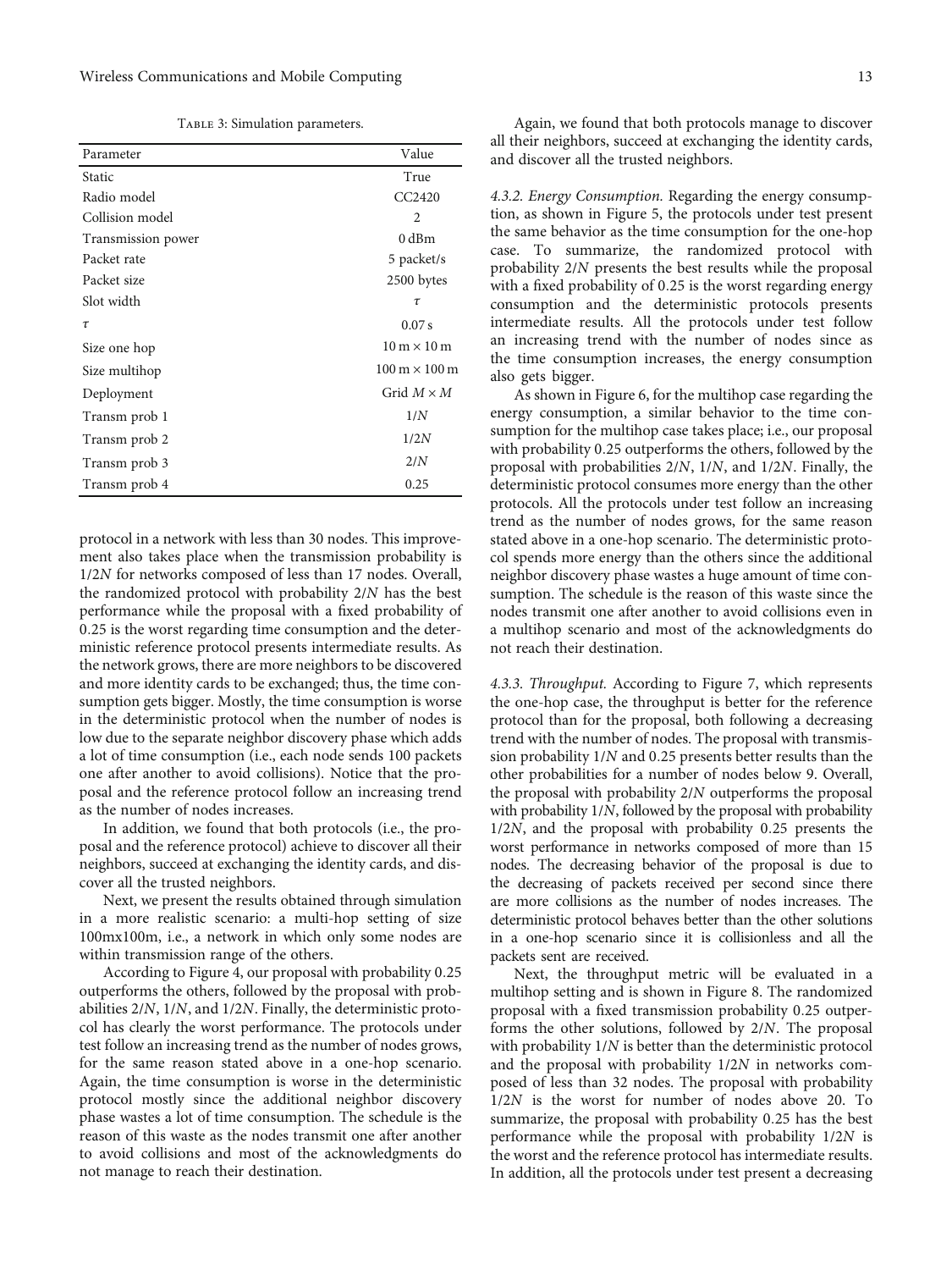Table 3: Simulation parameters.

| Parameter | Value |
|---|---|
| Static | True |
| Radio model | CC2420 |
| Collision model | 2 |
| Transmission power | 0 dBm |
| Packet rate | 5 packet/s |
| Packet size | 2500 bytes |
| Slot width | $\tau$ |
| $\tau$ | 0.07 s |
| Size one hop | 10 m × 10 m |
| Size multihop | 100 m × 100 m |
| Deployment | Grid $M \times M$ |
| Transm prob 1 | $1/N$ |
| Transm prob 2 | $1/2N$ |
| Transm prob 3 | $2/N$ |
| Transm prob 4 | 0.25 |

protocol in a network with less than 30 nodes. This improvement also takes place when the transmission probability is $1/2N$ for networks composed of less than 17 nodes. Overall, the randomized protocol with probability $2/N$ has the best performance while the proposal with a fixed probability of 0.25 is the worst regarding time consumption and the deterministic reference protocol presents intermediate results. As the network grows, there are more neighbors to be discovered and more identity cards to be exchanged; thus, the time consumption gets bigger. Mostly, the time consumption is worse in the deterministic protocol when the number of nodes is low due to the separate neighbor discovery phase which adds a lot of time consumption (i.e., each node sends 100 packets one after another to avoid collisions). Notice that the proposal and the reference protocol follow an increasing trend as the number of nodes increases.

In addition, we found that both protocols (i.e., the proposal and the reference protocol) achieve to discover all their neighbors, succeed at exchanging the identity cards, and discover all the trusted neighbors.

Next, we present the results obtained through simulation in a more realistic scenario: a multi-hop setting of size 100mx100m, i.e., a network in which only some nodes are within transmission range of the others.

According to Figure 4, our proposal with probability 0.25 outperforms the others, followed by the proposal with probabilities $2/N$, $1/N$, and $1/2N$. Finally, the deterministic protocol has clearly the worst performance. The protocols under test follow an increasing trend as the number of nodes grows, for the same reason stated above in a one-hop scenario. Again, the time consumption is worse in the deterministic protocol mostly since the additional neighbor discovery phase wastes a lot of time consumption. The schedule is the reason of this waste as the nodes transmit one after another to avoid collisions and most of the acknowledgments do not manage to reach their destination.

Again, we found that both protocols manage to discover all their neighbors, succeed at exchanging the identity cards, and discover all the trusted neighbors.

*4.3.2. Energy Consumption.* Regarding the energy consumption, as shown in Figure 5, the protocols under test present the same behavior as the time consumption for the one-hop case. To summarize, the randomized protocol with probability $2/N$ presents the best results while the proposal with a fixed probability of 0.25 is the worst regarding energy consumption and the deterministic protocols presents intermediate results. All the protocols under test follow an increasing trend with the number of nodes since as the time consumption increases, the energy consumption also gets bigger.

As shown in Figure 6, for the multihop case regarding the energy consumption, a similar behavior to the time consumption for the multihop case takes place; i.e., our proposal with probability 0.25 outperforms the others, followed by the proposal with probabilities $2/N$, $1/N$, and $1/2N$. Finally, the deterministic protocol consumes more energy than the other protocols. All the protocols under test follow an increasing trend as the number of nodes grows, for the same reason stated above in a one-hop scenario. The deterministic protocol spends more energy than the others since the additional neighbor discovery phase wastes a huge amount of time consumption. The schedule is the reason of this waste since the nodes transmit one after another to avoid collisions even in a multihop scenario and most of the acknowledgments do not reach their destination.

*4.3.3. Throughput.* According to Figure 7, which represents the one-hop case, the throughput is better for the reference protocol than for the proposal, both following a decreasing trend with the number of nodes. The proposal with transmission probability $1/N$ and 0.25 presents better results than the other probabilities for a number of nodes below 9. Overall, the proposal with probability $2/N$ outperforms the proposal with probability $1/N$, followed by the proposal with probability $1/2N$, and the proposal with probability 0.25 presents the worst performance in networks composed of more than 15 nodes. The decreasing behavior of the proposal is due to the decreasing of packets received per second since there are more collisions as the number of nodes increases. The deterministic protocol behaves better than the other solutions in a one-hop scenario since it is collisionless and all the packets sent are received.

Next, the throughput metric will be evaluated in a multihop setting and is shown in Figure 8. The randomized proposal with a fixed transmission probability 0.25 outperforms the other solutions, followed by $2/N$. The proposal with probability $1/N$ is better than the deterministic protocol and the proposal with probability $1/2N$ in networks composed of less than 32 nodes. The proposal with probability $1/2N$ is the worst for number of nodes above 20. To summarize, the proposal with probability 0.25 has the best performance while the proposal with probability $1/2N$ is the worst and the reference protocol has intermediate results. In addition, all the protocols under test present a decreasing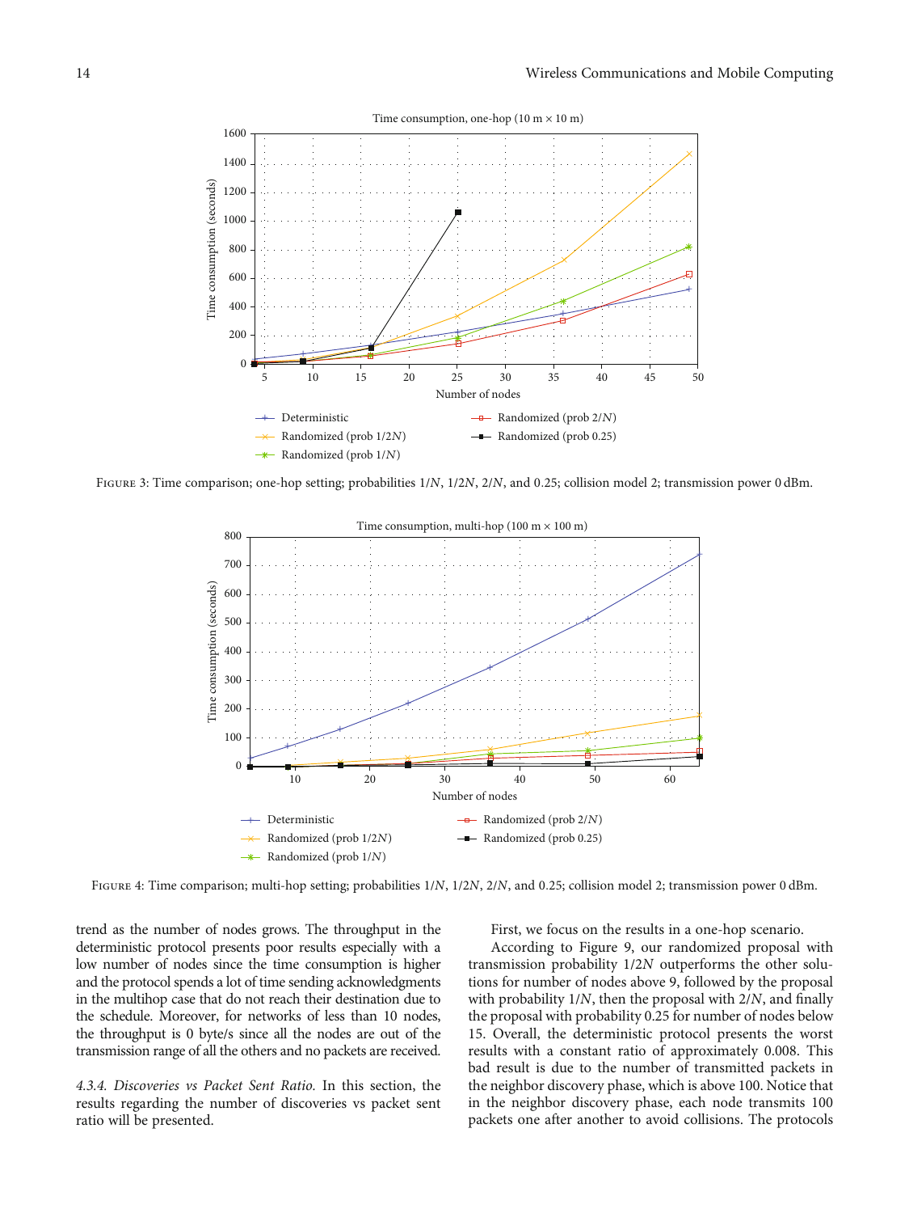Figure 3: Time comparison; one-hop setting; probabilities $1/N$, $1/2N$, $2/N$, and 0.25; collision model 2; transmission power 0 dBm.

Figure 4: Time comparison; multi-hop setting; probabilities $1/N$, $1/2N$, $2/N$, and 0.25; collision model 2; transmission power 0 dBm.

trend as the number of nodes grows. The throughput in the deterministic protocol presents poor results especially with a low number of nodes since the time consumption is higher and the protocol spends a lot of time sending acknowledgments in the multihop case that do not reach their destination due to the schedule. Moreover, for networks of less than 10 nodes, the throughput is 0 byte/s since all the nodes are out of the transmission range of all the others and no packets are received.

*4.3.4. Discoveries vs Packet Sent Ratio.* In this section, the results regarding the number of discoveries vs packet sent ratio will be presented.

First, we focus on the results in a one-hop scenario.

According to Figure 9, our randomized proposal with transmission probability $1/2N$ outperforms the other solutions for number of nodes above 9, followed by the proposal with probability $1/N$, then the proposal with $2/N$, and finally the proposal with probability 0.25 for number of nodes below 15. Overall, the deterministic protocol presents the worst results with a constant ratio of approximately 0.008. This bad result is due to the number of transmitted packets in the neighbor discovery phase, which is above 100. Notice that in the neighbor discovery phase, each node transmits 100 packets one after another to avoid collisions. The protocols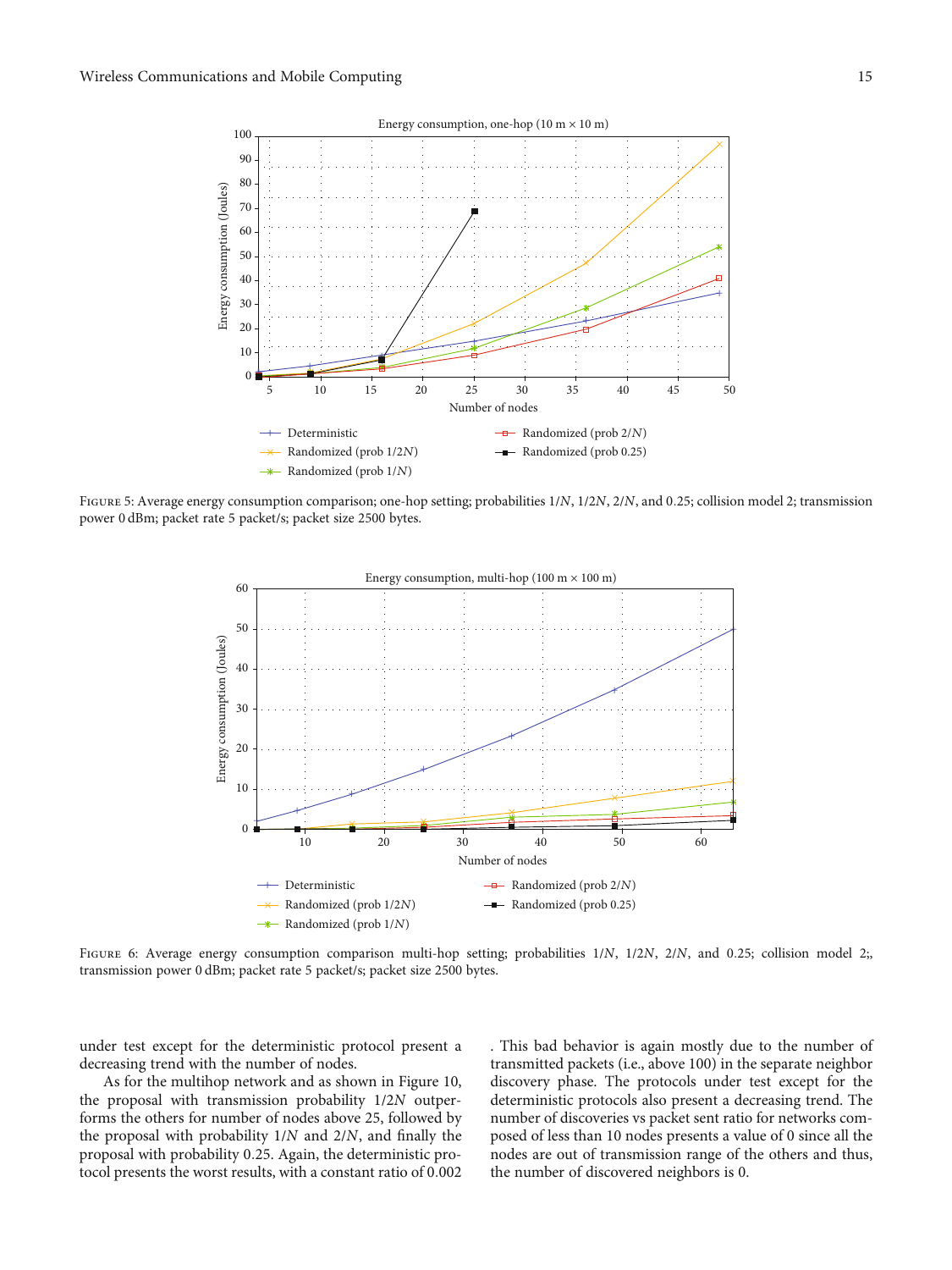FIGURE 5: Average energy consumption comparison; one-hop setting; probabilities $1/N$, $1/2N$, $2/N$, and 0.25; collision model 2; transmission power 0 dBm; packet rate 5 packet/s; packet size 2500 bytes.

FIGURE 6: Average energy consumption comparison multi-hop setting; probabilities $1/N$, $1/2N$, $2/N$, and 0.25; collision model 2;, transmission power 0 dBm; packet rate 5 packet/s; packet size 2500 bytes.

under test except for the deterministic protocol present a decreasing trend with the number of nodes.

As for the multihop network and as shown in Figure 10, the proposal with transmission probability $1/2N$ outperforms the others for number of nodes above 25, followed by the proposal with probability $1/N$ and $2/N$, and finally the proposal with probability 0.25. Again, the deterministic protocol presents the worst results, with a constant ratio of 0.002. This bad behavior is again mostly due to the number of transmitted packets (i.e., above 100) in the separate neighbor discovery phase. The protocols under test except for the deterministic protocols also present a decreasing trend. The number of discoveries vs packet sent ratio for networks composed of less than 10 nodes presents a value of 0 since all the nodes are out of transmission range of the others and thus, the number of discovered neighbors is 0.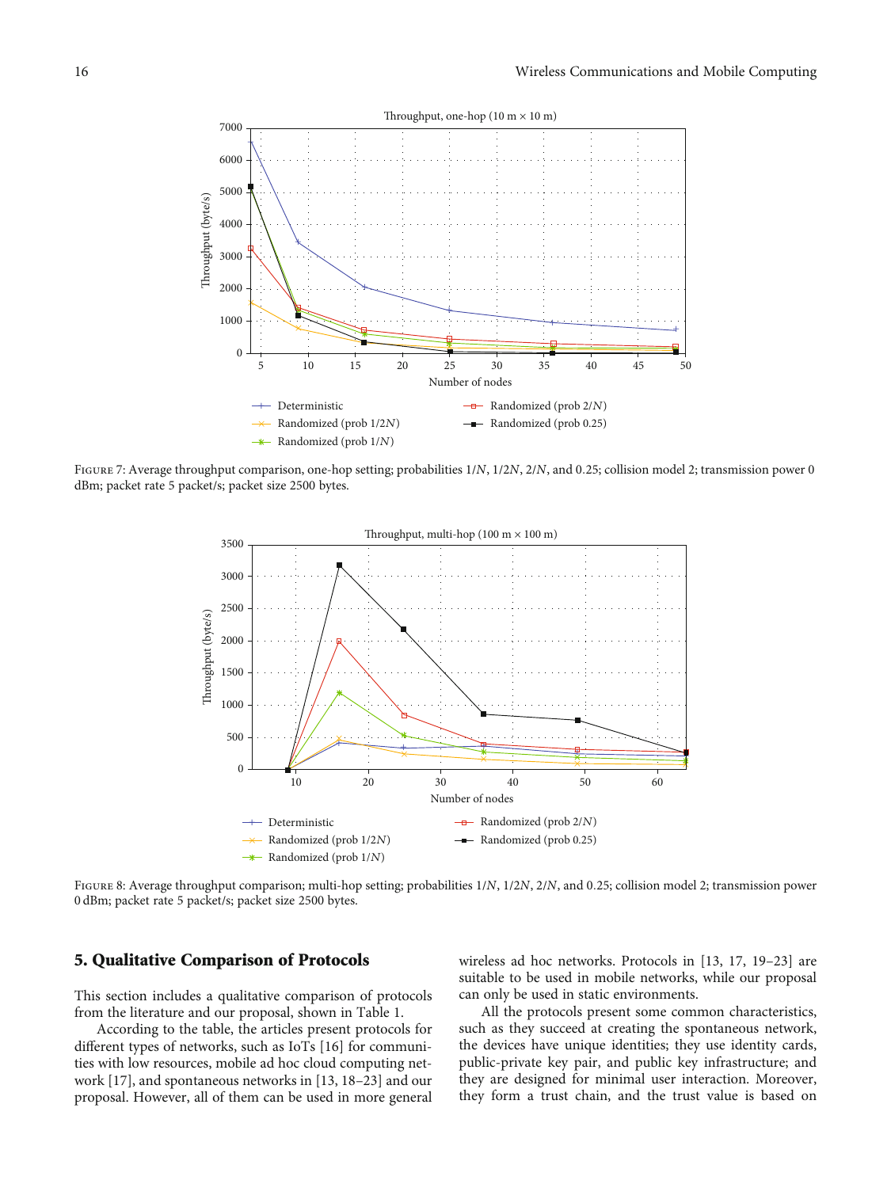Figure 7: Average throughput comparison, one-hop setting; probabilities $1/N$, $1/2N$, $2/N$, and 0.25; collision model 2; transmission power 0 dBm; packet rate 5 packet/s; packet size 2500 bytes.

Figure 8: Average throughput comparison; multi-hop setting; probabilities $1/N$, $1/2N$, $2/N$, and 0.25; collision model 2; transmission power 0 dBm; packet rate 5 packet/s; packet size 2500 bytes.

## 5. Qualitative Comparison of Protocols

This section includes a qualitative comparison of protocols from the literature and our proposal, shown in Table 1.

According to the table, the articles present protocols for different types of networks, such as IoTs [16] for communities with low resources, mobile ad hoc cloud computing network [17], and spontaneous networks in [13, 18–23] and our proposal. However, all of them can be used in more general wireless ad hoc networks. Protocols in [13, 17, 19–23] are suitable to be used in mobile networks, while our proposal can only be used in static environments.

All the protocols present some common characteristics, such as they succeed at creating the spontaneous network, the devices have unique identities; they use identity cards, public-private key pair, and public key infrastructure; and they are designed for minimal user interaction. Moreover, they form a trust chain, and the trust value is based on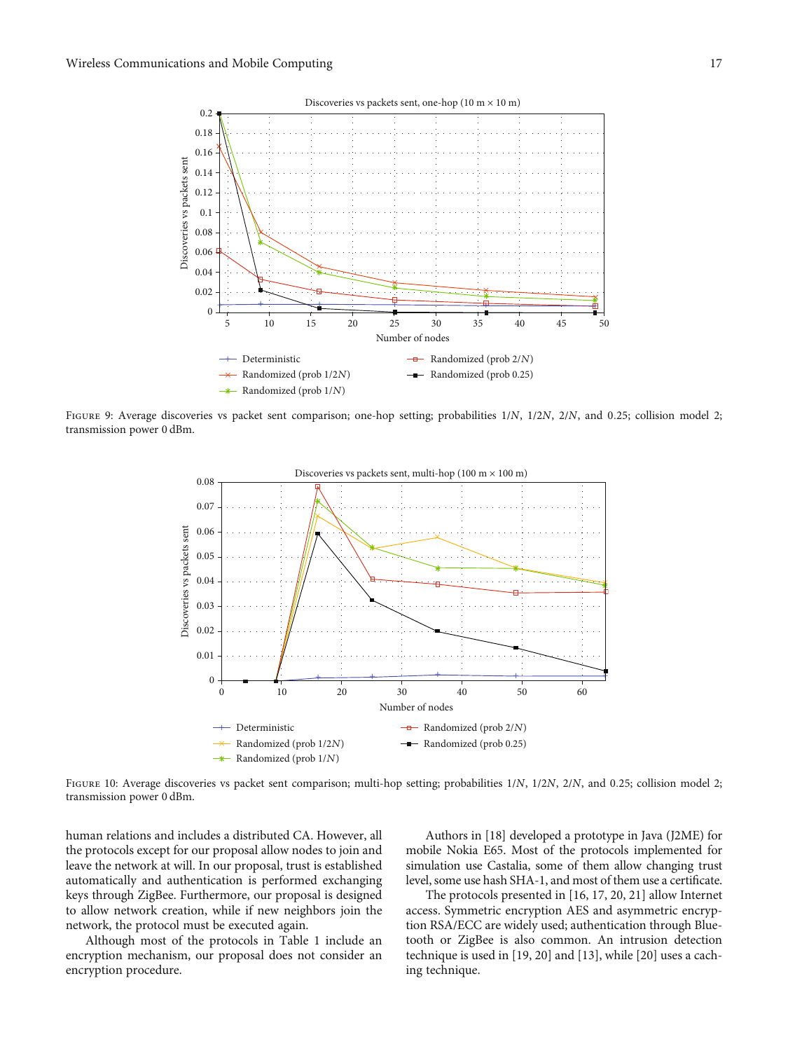FIGURE 9: Average discoveries vs packet sent comparison; one-hop setting; probabilities $1/N$, $1/2N$, $2/N$, and 0.25; collision model 2; transmission power 0 dBm.

FIGURE 10: Average discoveries vs packet sent comparison; multi-hop setting; probabilities $1/N$, $1/2N$, $2/N$, and 0.25; collision model 2; transmission power 0 dBm.

human relations and includes a distributed CA. However, all the protocols except for our proposal allow nodes to join and leave the network at will. In our proposal, trust is established automatically and authentication is performed exchanging keys through ZigBee. Furthermore, our proposal is designed to allow network creation, while if new neighbors join the network, the protocol must be executed again.

Although most of the protocols in Table 1 include an encryption mechanism, our proposal does not consider an encryption procedure.

Authors in [18] developed a prototype in Java (J2ME) for mobile Nokia E65. Most of the protocols implemented for simulation use Castalia, some of them allow changing trust level, some use hash SHA-1, and most of them use a certificate.

The protocols presented in [16, 17, 20, 21] allow Internet access. Symmetric encryption AES and asymmetric encryption RSA/ECC are widely used; authentication through Bluetooth or ZigBee is also common. An intrusion detection technique is used in [19, 20] and [13], while [20] uses a caching technique.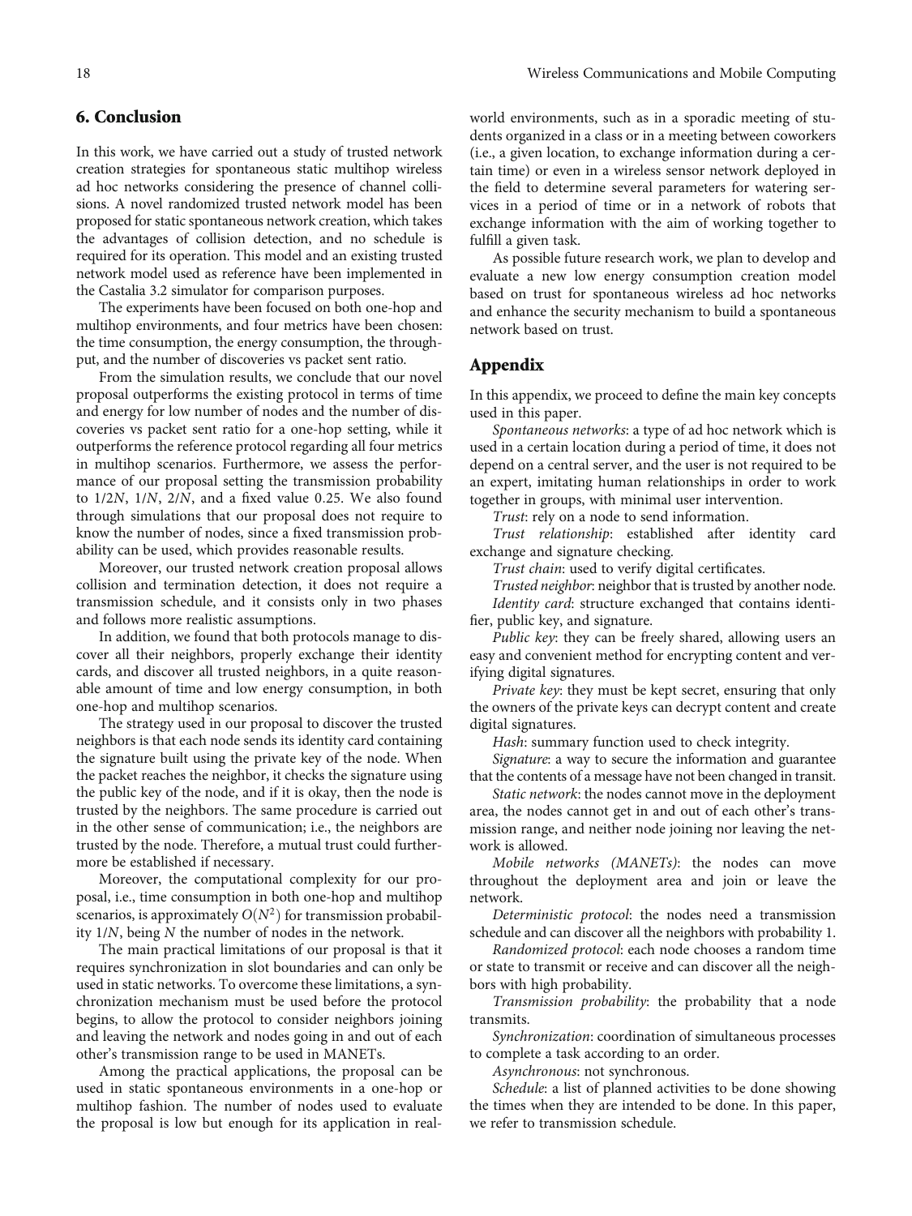## 6. Conclusion

In this work, we have carried out a study of trusted network creation strategies for spontaneous static multihop wireless ad hoc networks considering the presence of channel collisions. A novel randomized trusted network model has been proposed for static spontaneous network creation, which takes the advantages of collision detection, and no schedule is required for its operation. This model and an existing trusted network model used as reference have been implemented in the Castalia 3.2 simulator for comparison purposes.

The experiments have been focused on both one-hop and multihop environments, and four metrics have been chosen: the time consumption, the energy consumption, the throughput, and the number of discoveries vs packet sent ratio.

From the simulation results, we conclude that our novel proposal outperforms the existing protocol in terms of time and energy for low number of nodes and the number of discoveries vs packet sent ratio for a one-hop setting, while it outperforms the reference protocol regarding all four metrics in multihop scenarios. Furthermore, we assess the performance of our proposal setting the transmission probability to $1/2N$, $1/N$, $2/N$, and a fixed value 0.25. We also found through simulations that our proposal does not require to know the number of nodes, since a fixed transmission probability can be used, which provides reasonable results.

Moreover, our trusted network creation proposal allows collision and termination detection, it does not require a transmission schedule, and it consists only in two phases and follows more realistic assumptions.

In addition, we found that both protocols manage to discover all their neighbors, properly exchange their identity cards, and discover all trusted neighbors, in a quite reasonable amount of time and low energy consumption, in both one-hop and multihop scenarios.

The strategy used in our proposal to discover the trusted neighbors is that each node sends its identity card containing the signature built using the private key of the node. When the packet reaches the neighbor, it checks the signature using the public key of the node, and if it is okay, then the node is trusted by the neighbors. The same procedure is carried out in the other sense of communication; i.e., the neighbors are trusted by the node. Therefore, a mutual trust could furthermore be established if necessary.

Moreover, the computational complexity for our proposal, i.e., time consumption in both one-hop and multihop scenarios, is approximately $O(N^2)$ for transmission probability $1/N$, being $N$ the number of nodes in the network.

The main practical limitations of our proposal is that it requires synchronization in slot boundaries and can only be used in static networks. To overcome these limitations, a synchronization mechanism must be used before the protocol begins, to allow the protocol to consider neighbors joining and leaving the network and nodes going in and out of each other's transmission range to be used in MANETs.

Among the practical applications, the proposal can be used in static spontaneous environments in a one-hop or multihop fashion. The number of nodes used to evaluate the proposal is low but enough for its application in real-world environments, such as in a sporadic meeting of students organized in a class or in a meeting between coworkers (i.e., a given location, to exchange information during a certain time) or even in a wireless sensor network deployed in the field to determine several parameters for watering services in a period of time or in a network of robots that exchange information with the aim of working together to fulfill a given task.

As possible future research work, we plan to develop and evaluate a new low energy consumption creation model based on trust for spontaneous wireless ad hoc networks and enhance the security mechanism to build a spontaneous network based on trust.

## Appendix

In this appendix, we proceed to define the main key concepts used in this paper.

*Spontaneous networks*: a type of ad hoc network which is used in a certain location during a period of time, it does not depend on a central server, and the user is not required to be an expert, imitating human relationships in order to work together in groups, with minimal user intervention.

*Trust*: rely on a node to send information.

*Trust relationship*: established after identity card exchange and signature checking.

*Trust chain*: used to verify digital certificates.

*Trusted neighbor*: neighbor that is trusted by another node.

*Identity card*: structure exchanged that contains identifier, public key, and signature.

*Public key*: they can be freely shared, allowing users an easy and convenient method for encrypting content and verifying digital signatures.

*Private key*: they must be kept secret, ensuring that only the owners of the private keys can decrypt content and create digital signatures.

*Hash*: summary function used to check integrity.

*Signature*: a way to secure the information and guarantee that the contents of a message have not been changed in transit.

*Static network*: the nodes cannot move in the deployment area, the nodes cannot get in and out of each other's transmission range, and neither node joining nor leaving the network is allowed.

*Mobile networks (MANETs)*: the nodes can move throughout the deployment area and join or leave the network.

*Deterministic protocol*: the nodes need a transmission schedule and can discover all the neighbors with probability 1.

*Randomized protocol*: each node chooses a random time or state to transmit or receive and can discover all the neighbors with high probability.

*Transmission probability*: the probability that a node transmits.

*Synchronization*: coordination of simultaneous processes to complete a task according to an order.

*Asynchronous*: not synchronous.

*Schedule*: a list of planned activities to be done showing the times when they are intended to be done. In this paper, we refer to transmission schedule.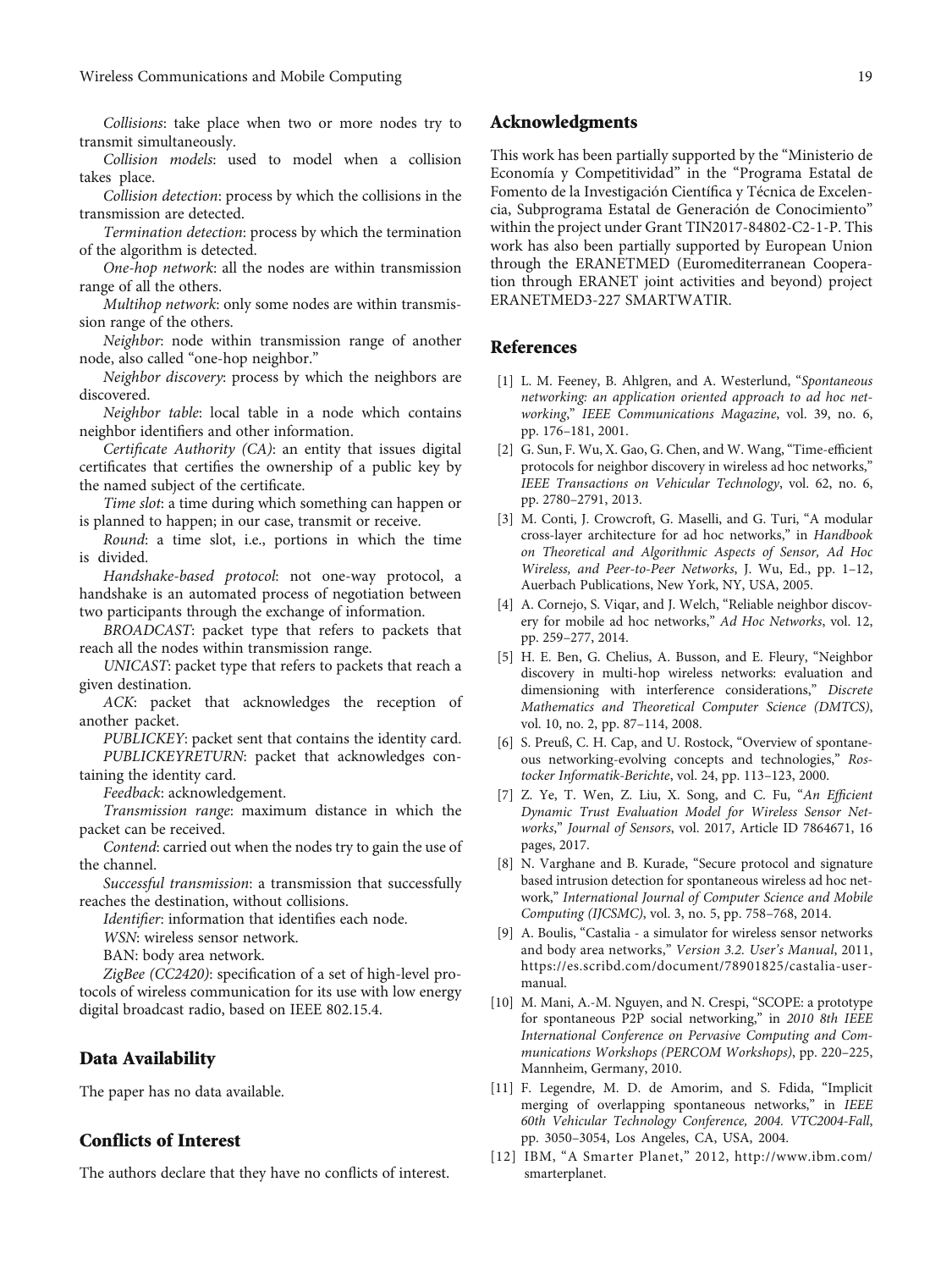*Collisions*: take place when two or more nodes try to transmit simultaneously.

*Collision models*: used to model when a collision takes place.

*Collision detection*: process by which the collisions in the transmission are detected.

*Termination detection*: process by which the termination of the algorithm is detected.

*One-hop network*: all the nodes are within transmission range of all the others.

*Multihop network*: only some nodes are within transmission range of the others.

*Neighbor*: node within transmission range of another node, also called "one-hop neighbor."

*Neighbor discovery*: process by which the neighbors are discovered.

*Neighbor table*: local table in a node which contains neighbor identifiers and other information.

*Certificate Authority (CA)*: an entity that issues digital certificates that certifies the ownership of a public key by the named subject of the certificate.

*Time slot*: a time during which something can happen or is planned to happen; in our case, transmit or receive.

*Round*: a time slot, i.e., portions in which the time is divided.

*Handshake-based protocol*: not one-way protocol, a handshake is an automated process of negotiation between two participants through the exchange of information.

*BROADCAST*: packet type that refers to packets that reach all the nodes within transmission range.

*UNICAST*: packet type that refers to packets that reach a given destination.

*ACK*: packet that acknowledges the reception of another packet.

*PUBLICKEY*: packet sent that contains the identity card.

*PUBLICKEYRETURN*: packet that acknowledges containing the identity card.

*Feedback*: acknowledgement.

*Transmission range*: maximum distance in which the packet can be received.

*Contend*: carried out when the nodes try to gain the use of the channel.

*Successful transmission*: a transmission that successfully reaches the destination, without collisions.

*Identifier*: information that identifies each node.

*WSN*: wireless sensor network.

BAN: body area network.

*ZigBee (CC2420)*: specification of a set of high-level protocols of wireless communication for its use with low energy digital broadcast radio, based on IEEE 802.15.4.

## Data Availability

The paper has no data available.

## Conflicts of Interest

The authors declare that they have no conflicts of interest.

## Acknowledgments

This work has been partially supported by the "Ministerio de Economía y Competitividad" in the "Programa Estatal de Fomento de la Investigación Científica y Técnica de Excelencia, Subprograma Estatal de Generación de Conocimiento" within the project under Grant TIN2017-84802-C2-1-P. This work has also been partially supported by European Union through the ERANETMED (Euromediterranean Cooperation through ERANET joint activities and beyond) project ERANETMED3-227 SMARTWATIR.

## References

[1] L. M. Feeney, B. Ahlgren, and A. Westerlund, "*Spontaneous networking: an application oriented approach to ad hoc networking*," *IEEE Communications Magazine*, vol. 39, no. 6, pp. 176–181, 2001.

[2] G. Sun, F. Wu, X. Gao, G. Chen, and W. Wang, "Time-efficient protocols for neighbor discovery in wireless ad hoc networks," *IEEE Transactions on Vehicular Technology*, vol. 62, no. 6, pp. 2780–2791, 2013.

[3] M. Conti, J. Crowcroft, G. Maselli, and G. Turi, "A modular cross-layer architecture for ad hoc networks," in *Handbook on Theoretical and Algorithmic Aspects of Sensor, Ad Hoc Wireless, and Peer-to-Peer Networks*, J. Wu, Ed., pp. 1–12, Auerbach Publications, New York, NY, USA, 2005.

[4] A. Cornejo, S. Viqar, and J. Welch, "Reliable neighbor discovery for mobile ad hoc networks," *Ad Hoc Networks*, vol. 12, pp. 259–277, 2014.

[5] H. E. Ben, G. Chelius, A. Busson, and E. Fleury, "Neighbor discovery in multi-hop wireless networks: evaluation and dimensioning with interference considerations," *Discrete Mathematics and Theoretical Computer Science (DMTCS)*, vol. 10, no. 2, pp. 87–114, 2008.

[6] S. Preuß, C. H. Cap, and U. Rostock, "Overview of spontaneous networking-evolving concepts and technologies," *Rostocker Informatik-Berichte*, vol. 24, pp. 113–123, 2000.

[7] Z. Ye, T. Wen, Z. Liu, X. Song, and C. Fu, "*An Efficient Dynamic Trust Evaluation Model for Wireless Sensor Networks*," *Journal of Sensors*, vol. 2017, Article ID 7864671, 16 pages, 2017.

[8] N. Varghane and B. Kurade, "Secure protocol and signature based intrusion detection for spontaneous wireless ad hoc network," *International Journal of Computer Science and Mobile Computing (IJCSMC)*, vol. 3, no. 5, pp. 758–768, 2014.

[9] A. Boulis, "Castalia - a simulator for wireless sensor networks and body area networks," *Version 3.2. User's Manual*, 2011, https://es.scribd.com/document/78901825/castalia-user-manual.

[10] M. Mani, A.-M. Nguyen, and N. Crespi, "SCOPE: a prototype for spontaneous P2P social networking," in *2010 8th IEEE International Conference on Pervasive Computing and Communications Workshops (PERCOM Workshops)*, pp. 220–225, Mannheim, Germany, 2010.

[11] F. Legendre, M. D. de Amorim, and S. Fdida, "Implicit merging of overlapping spontaneous networks," in *IEEE 60th Vehicular Technology Conference, 2004. VTC2004-Fall*, pp. 3050–3054, Los Angeles, CA, USA, 2004.

[12] IBM, "A Smarter Planet," 2012, http://www.ibm.com/smarterplanet.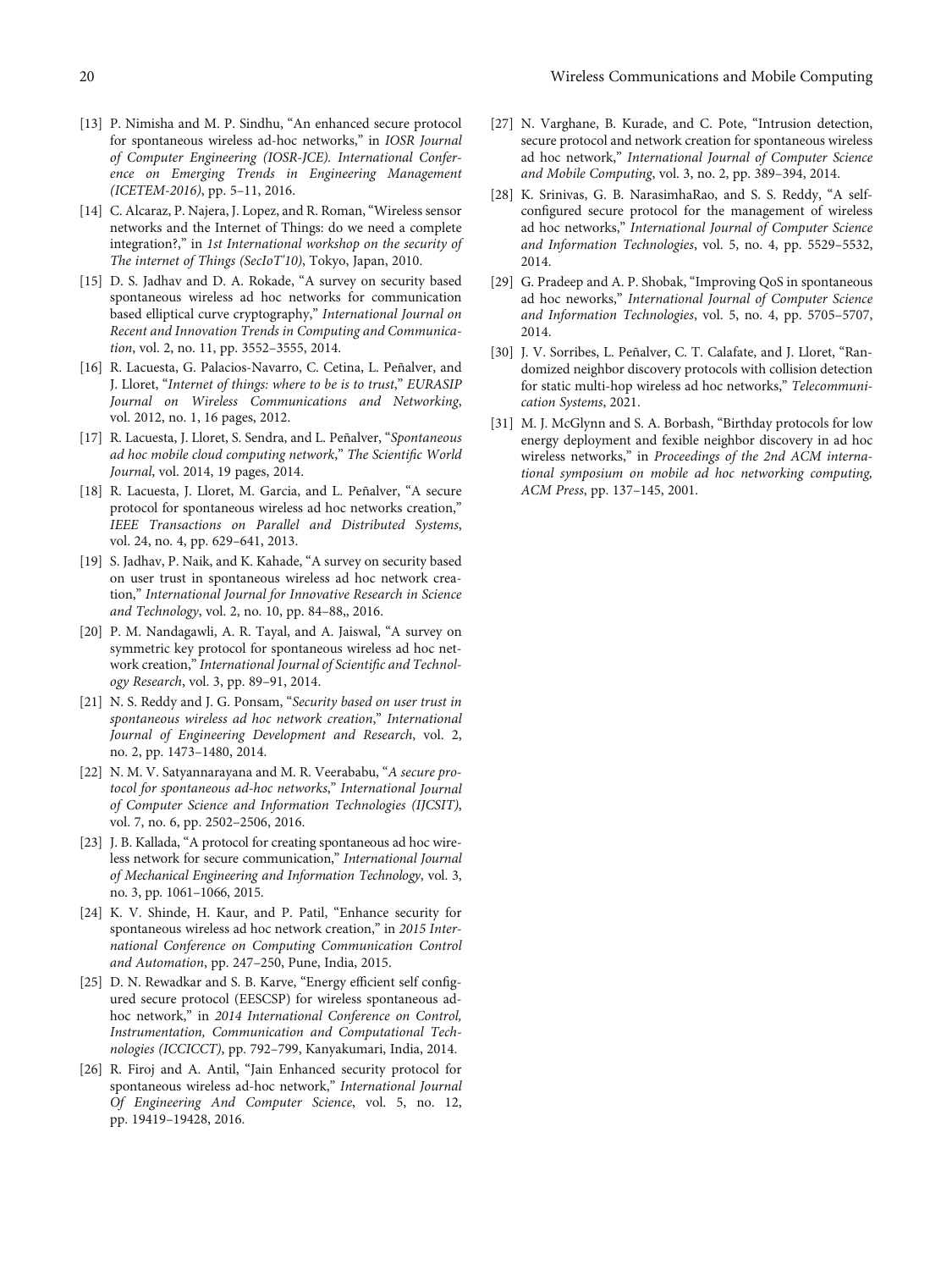[13] P. Nimisha and M. P. Sindhu, "An enhanced secure protocol for spontaneous wireless ad-hoc networks," in *IOSR Journal of Computer Engineering (IOSR-JCE). International Conference on Emerging Trends in Engineering Management (ICETEM-2016)*, pp. 5–11, 2016.

[14] C. Alcaraz, P. Najera, J. Lopez, and R. Roman, "Wireless sensor networks and the Internet of Things: do we need a complete integration?," in *1st International workshop on the security of The internet of Things (SecIoT'10)*, Tokyo, Japan, 2010.

[15] D. S. Jadhav and D. A. Rokade, "A survey on security based spontaneous wireless ad hoc networks for communication based elliptical curve cryptography," *International Journal on Recent and Innovation Trends in Computing and Communication*, vol. 2, no. 11, pp. 3552–3555, 2014.

[16] R. Lacuesta, G. Palacios-Navarro, C. Cetina, L. Peñalver, and J. Lloret, "*Internet of things: where to be is to trust*," *EURASIP Journal on Wireless Communications and Networking*, vol. 2012, no. 1, 16 pages, 2012.

[17] R. Lacuesta, J. Lloret, S. Sendra, and L. Peñalver, "*Spontaneous ad hoc mobile cloud computing network*," *The Scientific World Journal*, vol. 2014, 19 pages, 2014.

[18] R. Lacuesta, J. Lloret, M. Garcia, and L. Peñalver, "A secure protocol for spontaneous wireless ad hoc networks creation," *IEEE Transactions on Parallel and Distributed Systems*, vol. 24, no. 4, pp. 629–641, 2013.

[19] S. Jadhav, P. Naik, and K. Kahade, "A survey on security based on user trust in spontaneous wireless ad hoc network creation," *International Journal for Innovative Research in Science and Technology*, vol. 2, no. 10, pp. 84–88,, 2016.

[20] P. M. Nandagawli, A. R. Tayal, and A. Jaiswal, "A survey on symmetric key protocol for spontaneous wireless ad hoc network creation," *International Journal of Scientific and Technology Research*, vol. 3, pp. 89–91, 2014.

[21] N. S. Reddy and J. G. Ponsam, "*Security based on user trust in spontaneous wireless ad hoc network creation*," *International Journal of Engineering Development and Research*, vol. 2, no. 2, pp. 1473–1480, 2014.

[22] N. M. V. Satyannarayana and M. R. Veerababu, "*A secure protocol for spontaneous ad-hoc networks*," *International Journal of Computer Science and Information Technologies (IJCSIT)*, vol. 7, no. 6, pp. 2502–2506, 2016.

[23] J. B. Kallada, "A protocol for creating spontaneous ad hoc wireless network for secure communication," *International Journal of Mechanical Engineering and Information Technology*, vol. 3, no. 3, pp. 1061–1066, 2015.

[24] K. V. Shinde, H. Kaur, and P. Patil, "Enhance security for spontaneous wireless ad hoc network creation," in *2015 International Conference on Computing Communication Control and Automation*, pp. 247–250, Pune, India, 2015.

[25] D. N. Rewadkar and S. B. Karve, "Energy efficient self configured secure protocol (EESCSP) for wireless spontaneous ad-hoc network," in *2014 International Conference on Control, Instrumentation, Communication and Computational Technologies (ICCICCT)*, pp. 792–799, Kanyakumari, India, 2014.

[26] R. Firoj and A. Antil, "Jain Enhanced security protocol for spontaneous wireless ad-hoc network," *International Journal Of Engineering And Computer Science*, vol. 5, no. 12, pp. 19419–19428, 2016.

[27] N. Varghane, B. Kurade, and C. Pote, "Intrusion detection, secure protocol and network creation for spontaneous wireless ad hoc network," *International Journal of Computer Science and Mobile Computing*, vol. 3, no. 2, pp. 389–394, 2014.

[28] K. Srinivas, G. B. NarasimhaRao, and S. S. Reddy, "A self-configured secure protocol for the management of wireless ad hoc networks," *International Journal of Computer Science and Information Technologies*, vol. 5, no. 4, pp. 5529–5532, 2014.

[29] G. Pradeep and A. P. Shobak, "Improving QoS in spontaneous ad hoc neworks," *International Journal of Computer Science and Information Technologies*, vol. 5, no. 4, pp. 5705–5707, 2014.

[30] J. V. Sorribes, L. Peñalver, C. T. Calafate, and J. Lloret, "Randomized neighbor discovery protocols with collision detection for static multi-hop wireless ad hoc networks," *Telecommunication Systems*, 2021.

[31] M. J. McGlynn and S. A. Borbash, "Birthday protocols for low energy deployment and fexible neighbor discovery in ad hoc wireless networks," in *Proceedings of the 2nd ACM international symposium on mobile ad hoc networking computing, ACM Press*, pp. 137–145, 2001.